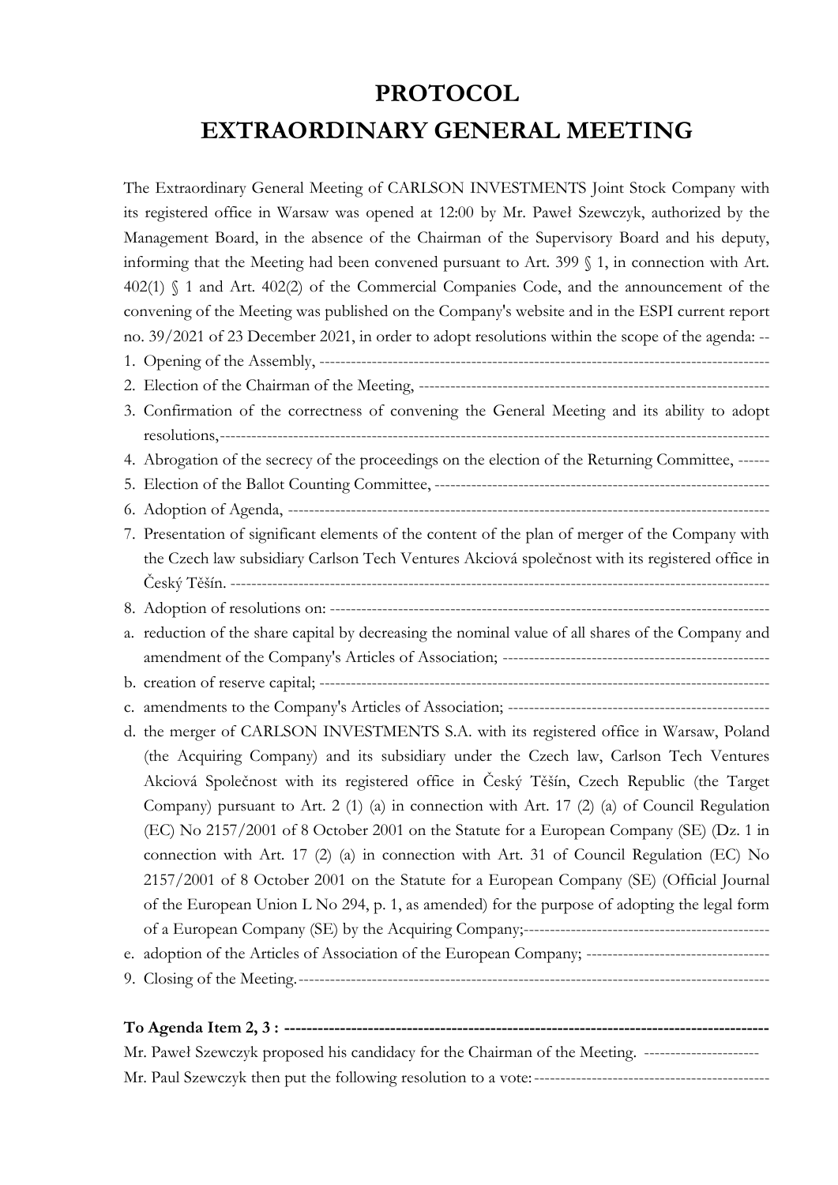# PROTOCOL
# EXTRAORDINARY GENERAL MEETING

The Extraordinary General Meeting of CARLSON INVESTMENTS Joint Stock Company with its registered office in Warsaw was opened at 12:00 by Mr. Paweł Szewczyk, authorized by the Management Board, in the absence of the Chairman of the Supervisory Board and his deputy, informing that the Meeting had been convened pursuant to Art. 399 § 1, in connection with Art. 402(1) § 1 and Art. 402(2) of the Commercial Companies Code, and the announcement of the convening of the Meeting was published on the Company's website and in the ESPI current report no. 39/2021 of 23 December 2021, in order to adopt resolutions within the scope of the agenda: --

1. Opening of the Assembly, ---------------------------------------------------------------------------------
2. Election of the Chairman of the Meeting, -------------------------------------------------------------------
3. Confirmation of the correctness of convening the General Meeting and its ability to adopt resolutions,---------------------------------------------------------------------------------------------------
4. Abrogation of the secrecy of the proceedings on the election of the Returning Committee, ------
5. Election of the Ballot Counting Committee, ----------------------------------------------------------------
6. Adoption of Agenda, ---------------------------------------------------------------------------------------------
7. Presentation of significant elements of the content of the plan of merger of the Company with the Czech law subsidiary Carlson Tech Ventures Akciová společnost with its registered office in Český Těšín. ----------------------------------------------------------------------------------------------------
8. Adoption of resolutions on: -------------------------------------------------------------------------------------
   a. reduction of the share capital by decreasing the nominal value of all shares of the Company and amendment of the Company's Articles of Association; ---------------------------------------------------
   b. creation of reserve capital; ----------------------------------------------------------------------------------
   c. amendments to the Company's Articles of Association; -------------------------------------------------
   d. the merger of CARLSON INVESTMENTS S.A. with its registered office in Warsaw, Poland (the Acquiring Company) and its subsidiary under the Czech law, Carlson Tech Ventures Akciová Společnost with its registered office in Český Těšín, Czech Republic (the Target Company) pursuant to Art. 2 (1) (a) in connection with Art. 17 (2) (a) of Council Regulation (EC) No 2157/2001 of 8 October 2001 on the Statute for a European Company (SE) (Dz. 1 in connection with Art. 17 (2) (a) in connection with Art. 31 of Council Regulation (EC) No 2157/2001 of 8 October 2001 on the Statute for a European Company (SE) (Official Journal of the European Union L No 294, p. 1, as amended) for the purpose of adopting the legal form of a European Company (SE) by the Acquiring Company;-----------------------------------------------
   e. adoption of the Articles of Association of the European Company; -----------------------------------
9. Closing of the Meeting.-------------------------------------------------------------------------------------------

**To Agenda Item 2, 3 : ------------------------------------------------------------------------------------**

Mr. Paweł Szewczyk proposed his candidacy for the Chairman of the Meeting. ----------------------

Mr. Paul Szewczyk then put the following resolution to a vote:---------------------------------------------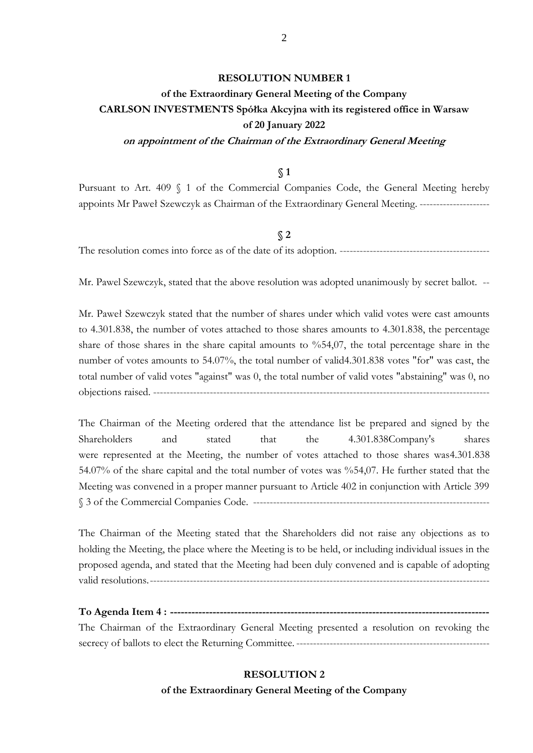**RESOLUTION NUMBER 1**

**of the Extraordinary General Meeting of the Company**

**CARLSON INVESTMENTS Spółka Akcyjna with its registered office in Warsaw**

**of 20 January 2022**

***on appointment of the Chairman of the Extraordinary General Meeting***

**§ 1**

Pursuant to Art. 409 § 1 of the Commercial Companies Code, the General Meeting hereby appoints Mr Paweł Szewczyk as Chairman of the Extraordinary General Meeting. ---------------------

**§ 2**

The resolution comes into force as of the date of its adoption. ---------------------------------------------

Mr. Pawel Szewczyk, stated that the above resolution was adopted unanimously by secret ballot. --

Mr. Paweł Szewczyk stated that the number of shares under which valid votes were cast amounts to 4.301.838, the number of votes attached to those shares amounts to 4.301.838, the percentage share of those shares in the share capital amounts to %54,07, the total percentage share in the number of votes amounts to 54.07%, the total number of valid4.301.838 votes "for" was cast, the total number of valid votes "against" was 0, the total number of valid votes "abstaining" was 0, no objections raised. ---------------------------------------------------------------------------------------------------

The Chairman of the Meeting ordered that the attendance list be prepared and signed by the Shareholders and stated that the 4.301.838Company's shares were represented at the Meeting, the number of votes attached to those shares was4.301.838 54.07% of the share capital and the total number of votes was %54,07. He further stated that the Meeting was convened in a proper manner pursuant to Article 402 in conjunction with Article 399 § 3 of the Commercial Companies Code. ---------------------------------------------------------------------

The Chairman of the Meeting stated that the Shareholders did not raise any objections as to holding the Meeting, the place where the Meeting is to be held, or including individual issues in the proposed agenda, and stated that the Meeting had been duly convened and is capable of adopting valid resolutions.---------------------------------------------------------------------------------------------------

**To Agenda Item 4 : ---------------------------------------------------------------------------------------**

The Chairman of the Extraordinary General Meeting presented a resolution on revoking the secrecy of ballots to elect the Returning Committee. ---------------------------------------------------------

**RESOLUTION 2**

**of the Extraordinary General Meeting of the Company**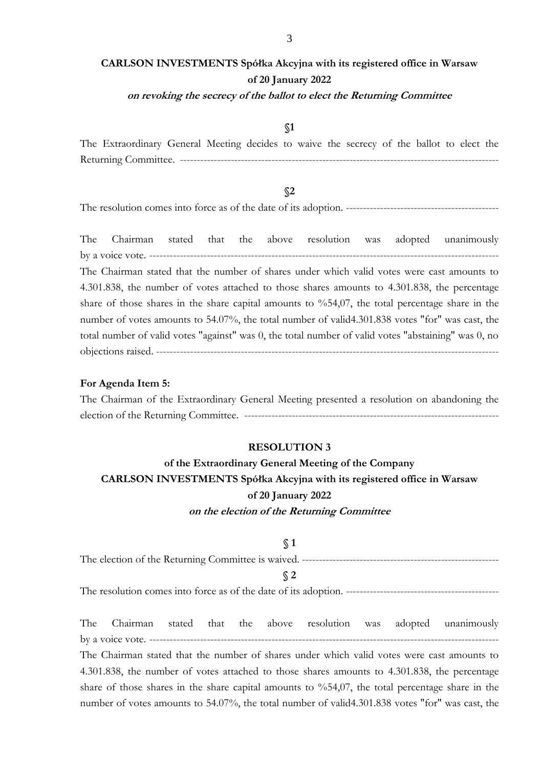**CARLSON INVESTMENTS Spółka Akcyjna with its registered office in Warsaw**
**of 20 January 2022**
***on revoking the secrecy of the ballot to elect the Returning Committee***

**§1**

The Extraordinary General Meeting decides to waive the secrecy of the ballot to elect the Returning Committee. ----------------------------------------------------------------------------------------

**§2**

The resolution comes into force as of the date of its adoption. --------------------------------------------

The Chairman stated that the above resolution was adopted unanimously by a voice vote. ------------------------------------------------------------------------------------------------
The Chairman stated that the number of shares under which valid votes were cast amounts to 4.301.838, the number of votes attached to those shares amounts to 4.301.838, the percentage share of those shares in the share capital amounts to %54,07, the total percentage share in the number of votes amounts to 54.07%, the total number of valid4.301.838 votes "for" was cast, the total number of valid votes "against" was 0, the total number of valid votes "abstaining" was 0, no objections raised. ----------------------------------------------------------------------------------------------

**For Agenda Item 5:**
The Chairman of the Extraordinary General Meeting presented a resolution on abandoning the election of the Returning Committee. ----------------------------------------------------------------------

**RESOLUTION 3**
**of the Extraordinary General Meeting of the Company**
**CARLSON INVESTMENTS Spółka Akcyjna with its registered office in Warsaw**
**of 20 January 2022**
***on the election of the Returning Committee***

**§ 1**

The election of the Returning Committee is waived. ---------------------------------------------------------

**§ 2**

The resolution comes into force as of the date of its adoption. --------------------------------------------

The Chairman stated that the above resolution was adopted unanimously by a voice vote. ------------------------------------------------------------------------------------------------
The Chairman stated that the number of shares under which valid votes were cast amounts to 4.301.838, the number of votes attached to those shares amounts to 4.301.838, the percentage share of those shares in the share capital amounts to %54,07, the total percentage share in the number of votes amounts to 54.07%, the total number of valid4.301.838 votes "for" was cast, the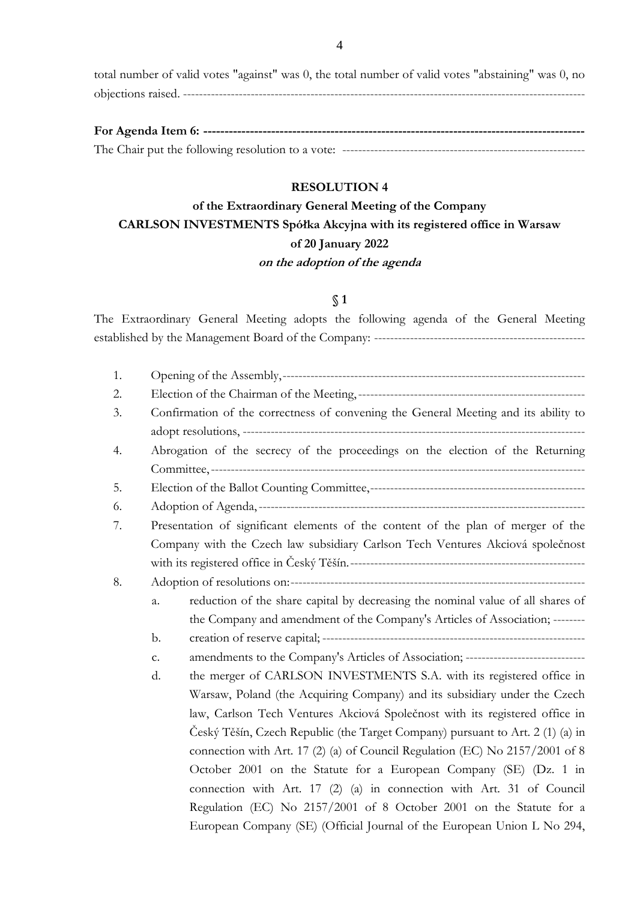total number of valid votes "against" was 0, the total number of valid votes "abstaining" was 0, no objections raised. ------------------------------------------------------------------------------------------------

**For Agenda Item 6: ---------------------------------------------------------------------------------------**

The Chair put the following resolution to a vote: ------------------------------------------------------------

**RESOLUTION 4**

**of the Extraordinary General Meeting of the Company**

**CARLSON INVESTMENTS Spółka Akcyjna with its registered office in Warsaw**

**of 20 January 2022**

***on the adoption of the agenda***

**§ 1**

The Extraordinary General Meeting adopts the following agenda of the General Meeting established by the Management Board of the Company: -----------------------------------------------------

1. Opening of the Assembly,-----------------------------------------------------------------------------
2. Election of the Chairman of the Meeting,---------------------------------------------------------
3. Confirmation of the correctness of convening the General Meeting and its ability to adopt resolutions, -----------------------------------------------------------------------------------
4. Abrogation of the secrecy of the proceedings on the election of the Returning Committee,------------------------------------------------------------------------------------------
5. Election of the Ballot Counting Committee,------------------------------------------------------
6. Adoption of Agenda,----------------------------------------------------------------------------------
7. Presentation of significant elements of the content of the plan of merger of the Company with the Czech law subsidiary Carlson Tech Ventures Akciová společnost with its registered office in Český Těšín.---------------------------------------------------------
8. Adoption of resolutions on:---------------------------------------------------------------------------
   a. reduction of the share capital by decreasing the nominal value of all shares of the Company and amendment of the Company's Articles of Association; --------
   b. creation of reserve capital; -------------------------------------------------------------------
   c. amendments to the Company's Articles of Association; ------------------------------
   d. the merger of CARLSON INVESTMENTS S.A. with its registered office in Warsaw, Poland (the Acquiring Company) and its subsidiary under the Czech law, Carlson Tech Ventures Akciová Společnost with its registered office in Český Těšín, Czech Republic (the Target Company) pursuant to Art. 2 (1) (a) in connection with Art. 17 (2) (a) of Council Regulation (EC) No 2157/2001 of 8 October 2001 on the Statute for a European Company (SE) (Dz. 1 in connection with Art. 17 (2) (a) in connection with Art. 31 of Council Regulation (EC) No 2157/2001 of 8 October 2001 on the Statute for a European Company (SE) (Official Journal of the European Union L No 294,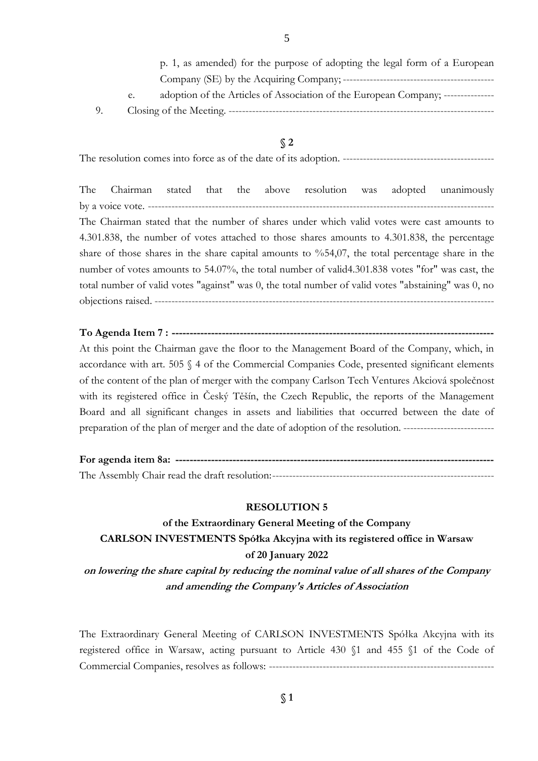p. 1, as amended) for the purpose of adopting the legal form of a European Company (SE) by the Acquiring Company; ---------------------------------------------

e. adoption of the Articles of Association of the European Company; ---------------

9. Closing of the Meeting. -------------------------------------------------------------------------------

**§ 2**

The resolution comes into force as of the date of its adoption. ---------------------------------------------

The Chairman stated that the above resolution was adopted unanimously by a voice vote. -------------------------------------------------------------------------------------------------------

The Chairman stated that the number of shares under which valid votes were cast amounts to 4.301.838, the number of votes attached to those shares amounts to 4.301.838, the percentage share of those shares in the share capital amounts to %54,07, the total percentage share in the number of votes amounts to 54.07%, the total number of valid4.301.838 votes "for" was cast, the total number of valid votes "against" was 0, the total number of valid votes "abstaining" was 0, no objections raised. -------------------------------------------------------------------------------------------------------

**To Agenda Item 7 : ------------------------------------------------------------------------------------------**

At this point the Chairman gave the floor to the Management Board of the Company, which, in accordance with art. 505 § 4 of the Commercial Companies Code, presented significant elements of the content of the plan of merger with the company Carlson Tech Ventures Akciová společnost with its registered office in Český Těšín, the Czech Republic, the reports of the Management Board and all significant changes in assets and liabilities that occurred between the date of preparation of the plan of merger and the date of adoption of the resolution. ---------------------------

**For agenda item 8a: -------------------------------------------------------------------------------------------**

The Assembly Chair read the draft resolution:------------------------------------------------------------------

**RESOLUTION 5**

**of the Extraordinary General Meeting of the Company**

**CARLSON INVESTMENTS Spółka Akcyjna with its registered office in Warsaw**

**of 20 January 2022**

***on lowering the share capital by reducing the nominal value of all shares of the Company and amending the Company's Articles of Association***

The Extraordinary General Meeting of CARLSON INVESTMENTS Spółka Akcyjna with its registered office in Warsaw, acting pursuant to Article 430 §1 and 455 §1 of the Code of Commercial Companies, resolves as follows: -------------------------------------------------------------------

**§ 1**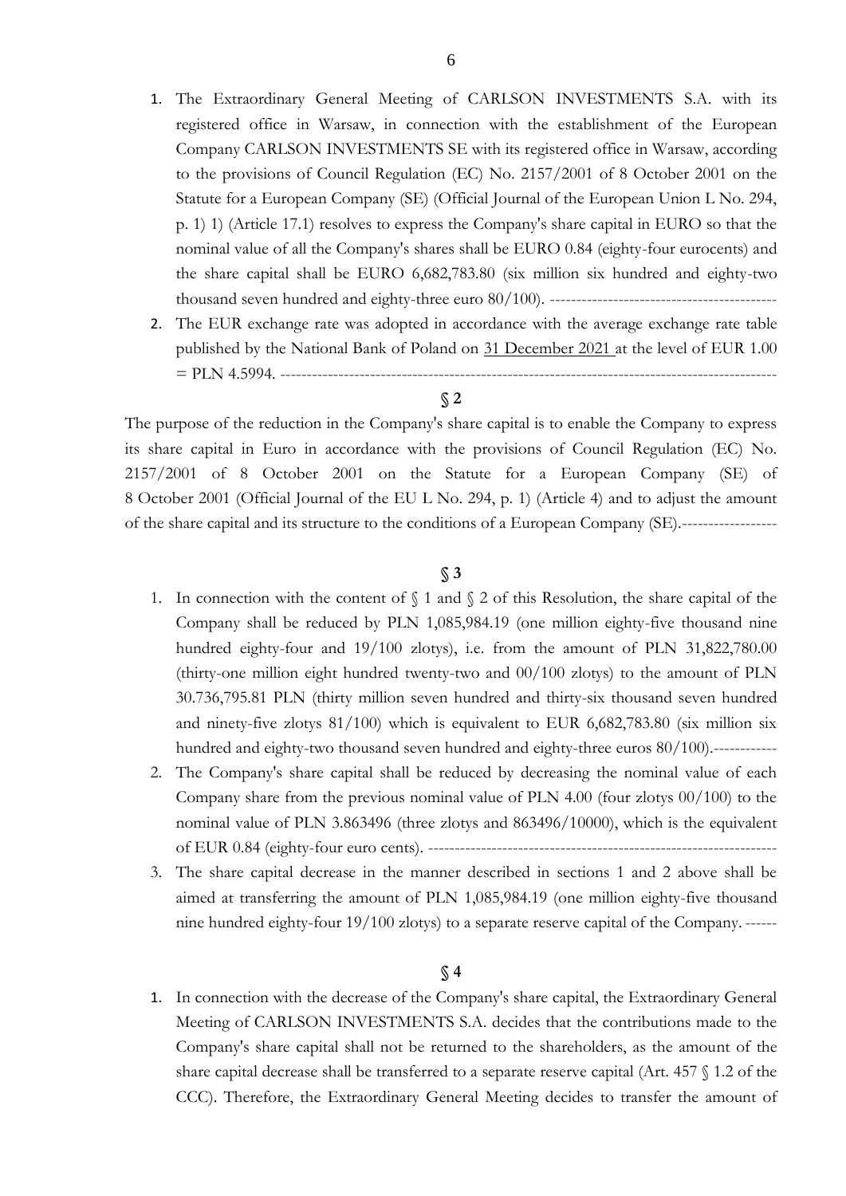1. The Extraordinary General Meeting of CARLSON INVESTMENTS S.A. with its registered office in Warsaw, in connection with the establishment of the European Company CARLSON INVESTMENTS SE with its registered office in Warsaw, according to the provisions of Council Regulation (EC) No. 2157/2001 of 8 October 2001 on the Statute for a European Company (SE) (Official Journal of the European Union L No. 294, p. 1) 1) (Article 17.1) resolves to express the Company's share capital in EURO so that the nominal value of all the Company's shares shall be EURO 0.84 (eighty-four eurocents) and the share capital shall be EURO 6,682,783.80 (six million six hundred and eighty-two thousand seven hundred and eighty-three euro 80/100). -------------------------------------------
2. The EUR exchange rate was adopted in accordance with the average exchange rate table published by the National Bank of Poland on 31 December 2021 at the level of EUR 1.00 = PLN 4.5994. -----------------------------------------------------------------------------------------

**§ 2**

The purpose of the reduction in the Company's share capital is to enable the Company to express its share capital in Euro in accordance with the provisions of Council Regulation (EC) No. 2157/2001 of 8 October 2001 on the Statute for a European Company (SE) of 8 October 2001 (Official Journal of the EU L No. 294, p. 1) (Article 4) and to adjust the amount of the share capital and its structure to the conditions of a European Company (SE).------------------

**§ 3**

1. In connection with the content of § 1 and § 2 of this Resolution, the share capital of the Company shall be reduced by PLN 1,085,984.19 (one million eighty-five thousand nine hundred eighty-four and 19/100 zlotys), i.e. from the amount of PLN 31,822,780.00 (thirty-one million eight hundred twenty-two and 00/100 zlotys) to the amount of PLN 30.736,795.81 PLN (thirty million seven hundred and thirty-six thousand seven hundred and ninety-five zlotys 81/100) which is equivalent to EUR 6,682,783.80 (six million six hundred and eighty-two thousand seven hundred and eighty-three euros 80/100).------------
2. The Company's share capital shall be reduced by decreasing the nominal value of each Company share from the previous nominal value of PLN 4.00 (four zlotys 00/100) to the nominal value of PLN 3.863496 (three zlotys and 863496/10000), which is the equivalent of EUR 0.84 (eighty-four euro cents). ------------------------------------------------------------------
3. The share capital decrease in the manner described in sections 1 and 2 above shall be aimed at transferring the amount of PLN 1,085,984.19 (one million eighty-five thousand nine hundred eighty-four 19/100 zlotys) to a separate reserve capital of the Company. ------

**§ 4**

1. In connection with the decrease of the Company's share capital, the Extraordinary General Meeting of CARLSON INVESTMENTS S.A. decides that the contributions made to the Company's share capital shall not be returned to the shareholders, as the amount of the share capital decrease shall be transferred to a separate reserve capital (Art. 457 § 1.2 of the CCC). Therefore, the Extraordinary General Meeting decides to transfer the amount of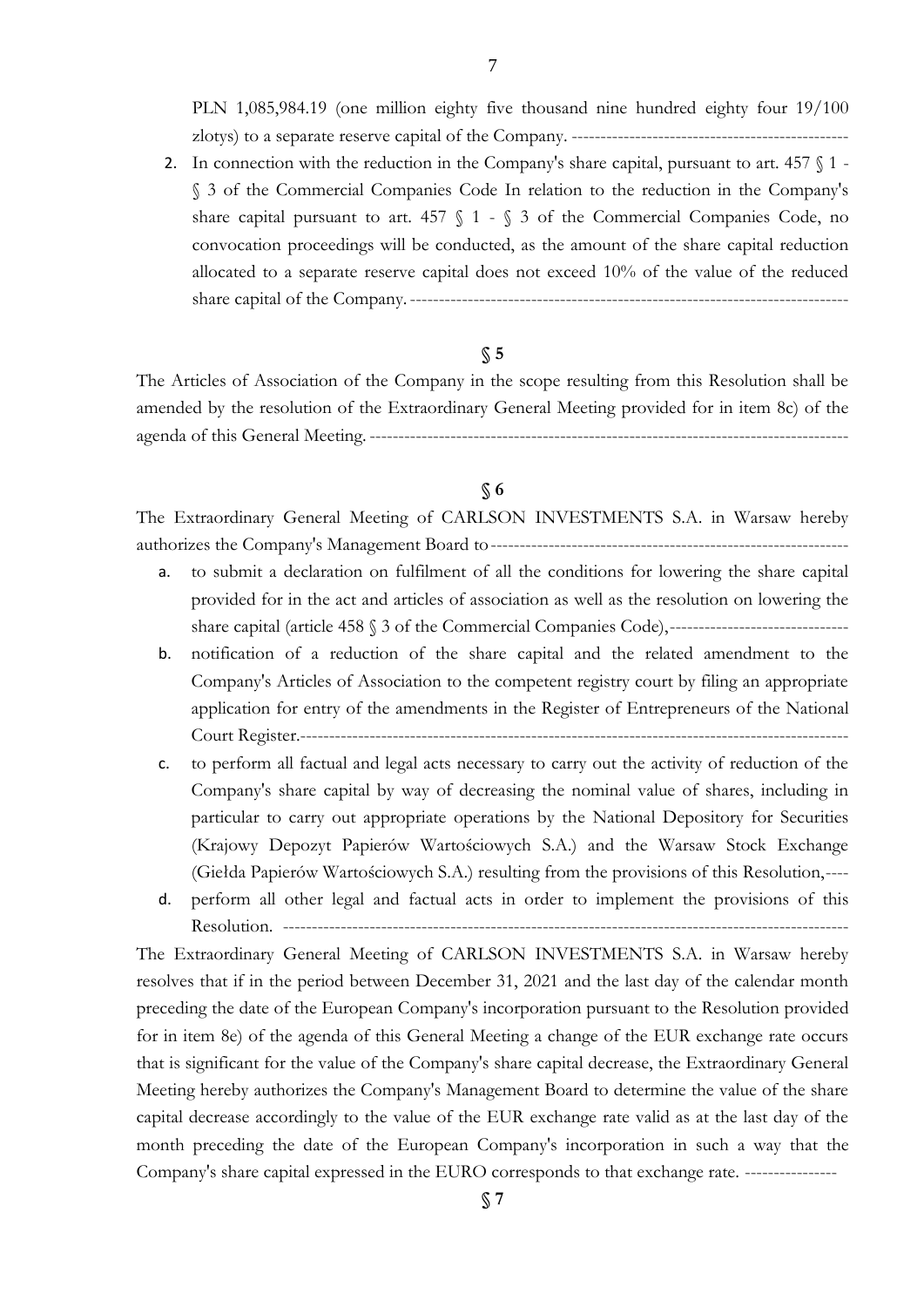PLN 1,085,984.19 (one million eighty five thousand nine hundred eighty four 19/100 zlotys) to a separate reserve capital of the Company. ------------------------------------------------

2. In connection with the reduction in the Company's share capital, pursuant to art. 457 § 1 - § 3 of the Commercial Companies Code In relation to the reduction in the Company's share capital pursuant to art. 457 § 1 - § 3 of the Commercial Companies Code, no convocation proceedings will be conducted, as the amount of the share capital reduction allocated to a separate reserve capital does not exceed 10% of the value of the reduced share capital of the Company. ---------------------------------------------------------------------------

**§ 5**

The Articles of Association of the Company in the scope resulting from this Resolution shall be amended by the resolution of the Extraordinary General Meeting provided for in item 8c) of the agenda of this General Meeting. ----------------------------------------------------------------------------------

**§ 6**

The Extraordinary General Meeting of CARLSON INVESTMENTS S.A. in Warsaw hereby authorizes the Company's Management Board to--------------------------------------------------------------

a. to submit a declaration on fulfilment of all the conditions for lowering the share capital provided for in the act and articles of association as well as the resolution on lowering the share capital (article 458 § 3 of the Commercial Companies Code),-------------------------------
b. notification of a reduction of the share capital and the related amendment to the Company's Articles of Association to the competent registry court by filing an appropriate application for entry of the amendments in the Register of Entrepreneurs of the National Court Register.-----------------------------------------------------------------------------------------------
c. to perform all factual and legal acts necessary to carry out the activity of reduction of the Company's share capital by way of decreasing the nominal value of shares, including in particular to carry out appropriate operations by the National Depository for Securities (Krajowy Depozyt Papierów Wartościowych S.A.) and the Warsaw Stock Exchange (Giełda Papierów Wartościowych S.A.) resulting from the provisions of this Resolution,----
d. perform all other legal and factual acts in order to implement the provisions of this Resolution. ----------------------------------------------------------------------------------------------

The Extraordinary General Meeting of CARLSON INVESTMENTS S.A. in Warsaw hereby resolves that if in the period between December 31, 2021 and the last day of the calendar month preceding the date of the European Company's incorporation pursuant to the Resolution provided for in item 8e) of the agenda of this General Meeting a change of the EUR exchange rate occurs that is significant for the value of the Company's share capital decrease, the Extraordinary General Meeting hereby authorizes the Company's Management Board to determine the value of the share capital decrease accordingly to the value of the EUR exchange rate valid as at the last day of the month preceding the date of the European Company's incorporation in such a way that the Company's share capital expressed in the EURO corresponds to that exchange rate. ----------------

**§ 7**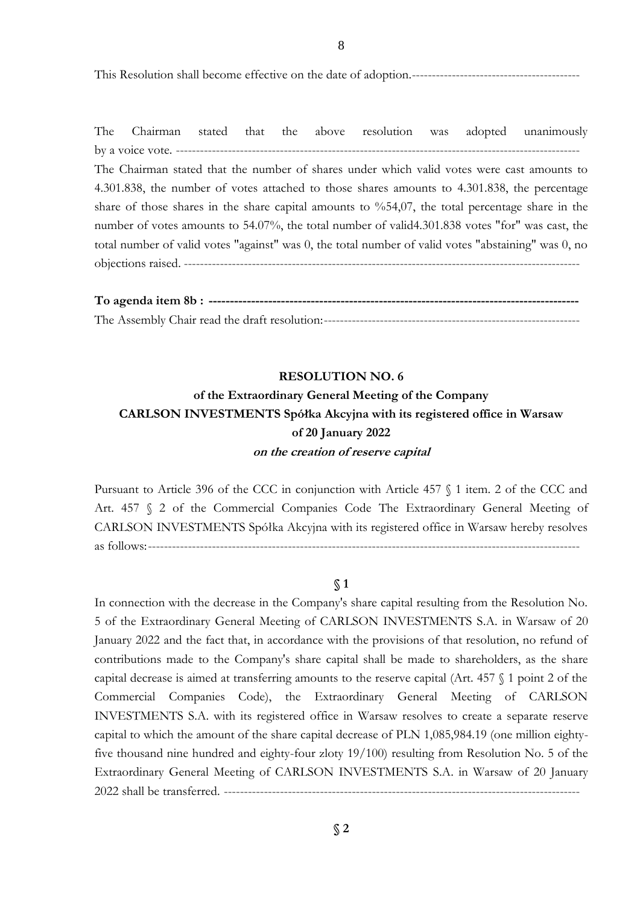This Resolution shall become effective on the date of adoption.------------------------------------------

The Chairman stated that the above resolution was adopted unanimously by a voice vote. ----------------------------------------------------------------------------------------------------

The Chairman stated that the number of shares under which valid votes were cast amounts to 4.301.838, the number of votes attached to those shares amounts to 4.301.838, the percentage share of those shares in the share capital amounts to %54,07, the total percentage share in the number of votes amounts to 54.07%, the total number of valid4.301.838 votes "for" was cast, the total number of valid votes "against" was 0, the total number of valid votes "abstaining" was 0, no objections raised. ----------------------------------------------------------------------------------------------------

**To agenda item 8b : -----------------------------------------------------------------------------------**

The Assembly Chair read the draft resolution:----------------------------------------------------------------

**RESOLUTION NO. 6**

**of the Extraordinary General Meeting of the Company**
**CARLSON INVESTMENTS Spółka Akcyjna with its registered office in Warsaw**
**of 20 January 2022**
***on the creation of reserve capital***

Pursuant to Article 396 of the CCC in conjunction with Article 457 § 1 item. 2 of the CCC and Art. 457 § 2 of the Commercial Companies Code The Extraordinary General Meeting of CARLSON INVESTMENTS Spółka Akcyjna with its registered office in Warsaw hereby resolves as follows:---------------------------------------------------------------------------------------------------------

**§ 1**

In connection with the decrease in the Company's share capital resulting from the Resolution No. 5 of the Extraordinary General Meeting of CARLSON INVESTMENTS S.A. in Warsaw of 20 January 2022 and the fact that, in accordance with the provisions of that resolution, no refund of contributions made to the Company's share capital shall be made to shareholders, as the share capital decrease is aimed at transferring amounts to the reserve capital (Art. 457 § 1 point 2 of the Commercial Companies Code), the Extraordinary General Meeting of CARLSON INVESTMENTS S.A. with its registered office in Warsaw resolves to create a separate reserve capital to which the amount of the share capital decrease of PLN 1,085,984.19 (one million eighty-five thousand nine hundred and eighty-four zloty 19/100) resulting from Resolution No. 5 of the Extraordinary General Meeting of CARLSON INVESTMENTS S.A. in Warsaw of 20 January 2022 shall be transferred. ----------------------------------------------------------------------------------------

**§ 2**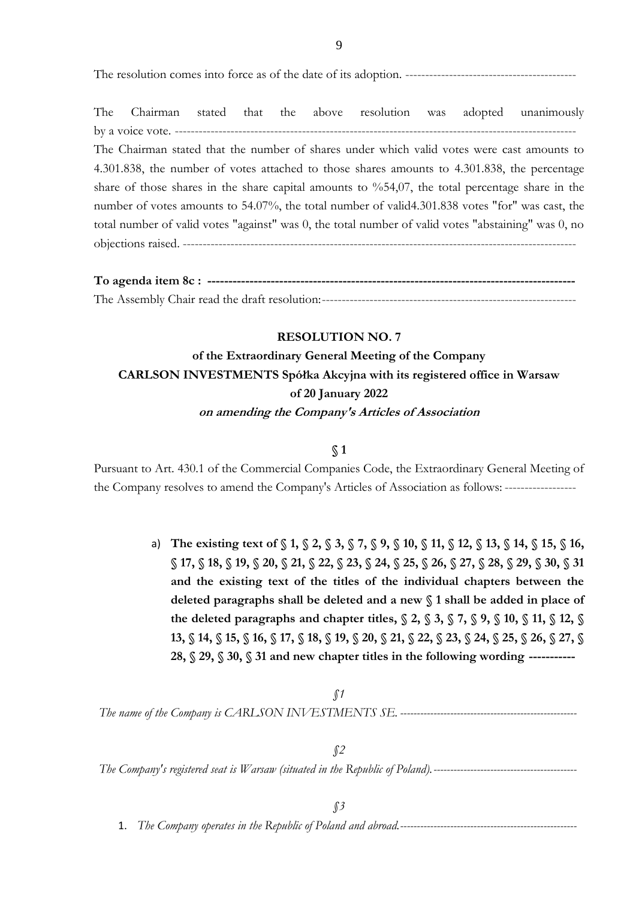The resolution comes into force as of the date of its adoption. -------------------------------------------

The Chairman stated that the above resolution was adopted unanimously by a voice vote. -----------------------------------------------------------------------------------------------

The Chairman stated that the number of shares under which valid votes were cast amounts to 4.301.838, the number of votes attached to those shares amounts to 4.301.838, the percentage share of those shares in the share capital amounts to %54,07, the total percentage share in the number of votes amounts to 54.07%, the total number of valid4.301.838 votes "for" was cast, the total number of valid votes "against" was 0, the total number of valid votes "abstaining" was 0, no objections raised. -----------------------------------------------------------------------------------------------

**To agenda item 8c : ------------------------------------------------------------------------------------**

The Assembly Chair read the draft resolution:-----------------------------------------------------------------

**RESOLUTION NO. 7**

**of the Extraordinary General Meeting of the Company**

**CARLSON INVESTMENTS Spółka Akcyjna with its registered office in Warsaw**

**of 20 January 2022**

***on amending the Company's Articles of Association***

**§ 1**

Pursuant to Art. 430.1 of the Commercial Companies Code, the Extraordinary General Meeting of the Company resolves to amend the Company's Articles of Association as follows: ------------------

a) **The existing text of § 1, § 2, § 3, § 7, § 9, § 10, § 11, § 12, § 13, § 14, § 15, § 16, § 17, § 18, § 19, § 20, § 21, § 22, § 23, § 24, § 25, § 26, § 27, § 28, § 29, § 30, § 31 and the existing text of the titles of the individual chapters between the deleted paragraphs shall be deleted and a new § 1 shall be added in place of the deleted paragraphs and chapter titles, § 2, § 3, § 7, § 9, § 10, § 11, § 12, § 13, § 14, § 15, § 16, § 17, § 18, § 19, § 20, § 21, § 22, § 23, § 24, § 25, § 26, § 27, § 28, § 29, § 30, § 31 and new chapter titles in the following wording ----------**

*§1*

*The name of the Company is CARLSON INVESTMENTS SE.* ---------------------------------------------------

*§2*

*The Company's registered seat is Warsaw (situated in the Republic of Poland).* -------------------------------------------

*§3*

1. *The Company operates in the Republic of Poland and abroad.*-----------------------------------------------------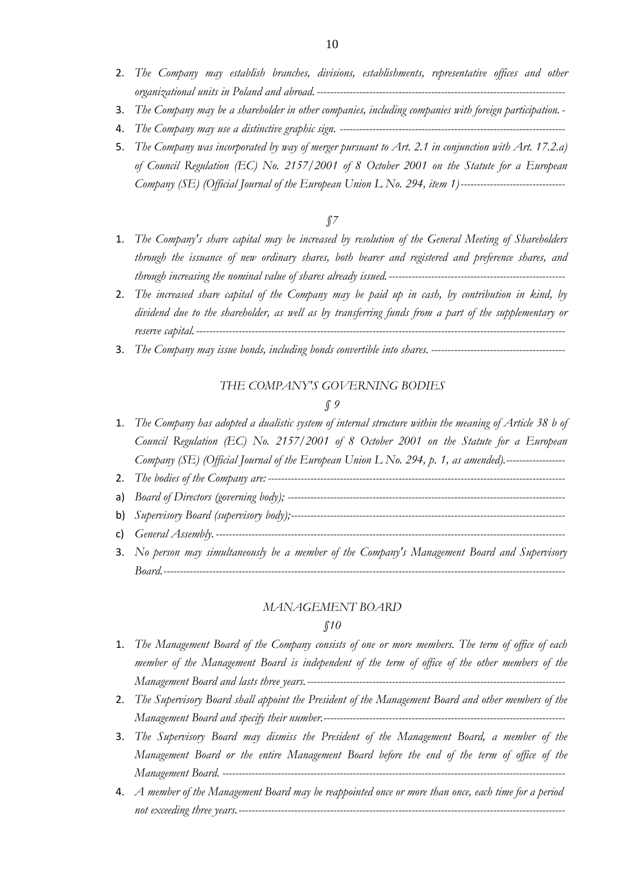2. *The Company may establish branches, divisions, establishments, representative offices and other organizational units in Poland and abroad.* ---------------------------------------------------------------------------
3. *The Company may be a shareholder in other companies, including companies with foreign participation.* -
4. *The Company may use a distinctive graphic sign.* ---------------------------------------------------------------------
5. *The Company was incorporated by way of merger pursuant to Art. 2.1 in conjunction with Art. 17.2.a) of Council Regulation (EC) No. 2157/2001 of 8 October 2001 on the Statute for a European Company (SE) (Official Journal of the European Union L No. 294, item 1)* --------------------------------

*§7*

1. *The Company's share capital may be increased by resolution of the General Meeting of Shareholders through the issuance of new ordinary shares, both bearer and registered and preference shares, and through increasing the nominal value of shares already issued.* -------------------------------------------------------
2. *The increased share capital of the Company may be paid up in cash, by contribution in kind, by dividend due to the shareholder, as well as by transferring funds from a part of the supplementary or reserve capital.* ---------------------------------------------------------------------------------------------------------------
3. *The Company may issue bonds, including bonds convertible into shares.* -----------------------------------------

*THE COMPANY'S GOVERNING BODIES*

*§ 9*

1. *The Company has adopted a dualistic system of internal structure within the meaning of Article 38 b of Council Regulation (EC) No. 2157/2001 of 8 October 2001 on the Statute for a European Company (SE) (Official Journal of the European Union L No. 294, p. 1, as amended).* -----------------
2. *The bodies of the Company are:* ----------------------------------------------------------------------------------------------
   a) *Board of Directors (governing body);* ------------------------------------------------------------------------------------
   b) *Supervisory Board (supervisory body);* ---------------------------------------------------------------------------------
   c) *General Assembly.* -------------------------------------------------------------------------------------------------------------
3. *No person may simultaneously be a member of the Company's Management Board and Supervisory Board.* ------------------------------------------------------------------------------------------------------------------------

*MANAGEMENT BOARD*

*§10*

1. *The Management Board of the Company consists of one or more members. The term of office of each member of the Management Board is independent of the term of office of the other members of the Management Board and lasts three years.* ---------------------------------------------------------------------------------
2. *The Supervisory Board shall appoint the President of the Management Board and other members of the Management Board and specify their number.* ------------------------------------------------------------------------
3. *The Supervisory Board may dismiss the President of the Management Board, a member of the Management Board or the entire Management Board before the end of the term of office of the Management Board.* ---------------------------------------------------------------------------------------------------------
4. *A member of the Management Board may be reappointed once or more than once, each time for a period not exceeding three years.* ------------------------------------------------------------------------------------------------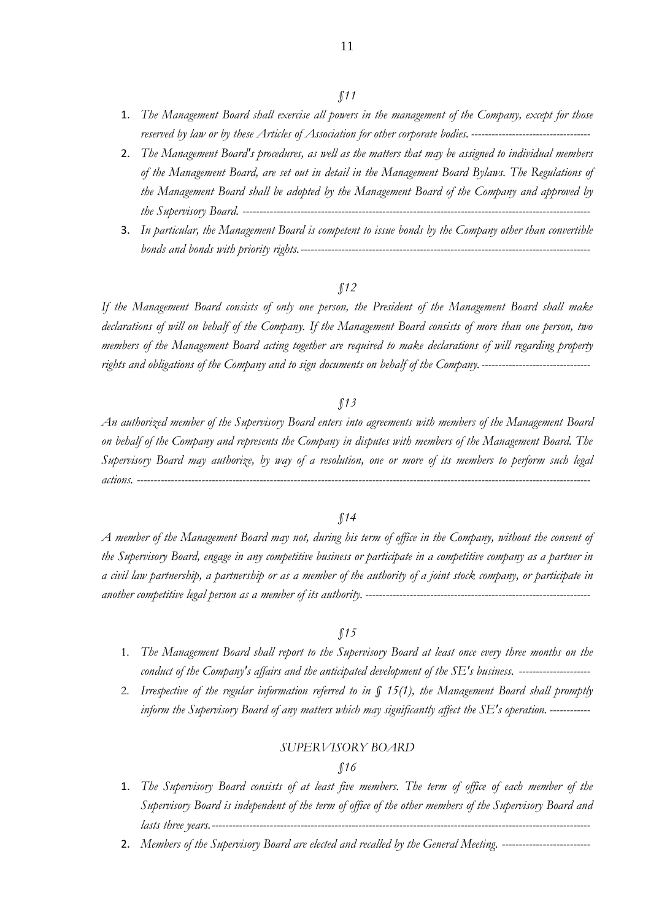*§11*

1. *The Management Board shall exercise all powers in the management of the Company, except for those reserved by law or by these Articles of Association for other corporate bodies.* -----------------------------------
2. *The Management Board's procedures, as well as the matters that may be assigned to individual members of the Management Board, are set out in detail in the Management Board Bylaws. The Regulations of the Management Board shall be adopted by the Management Board of the Company and approved by the Supervisory Board.* --------------------------------------------------------------------------------------------------------
3. *In particular, the Management Board is competent to issue bonds by the Company other than convertible bonds and bonds with priority rights.*-----------------------------------------------------------------------------------

*§12*

*If the Management Board consists of only one person, the President of the Management Board shall make declarations of will on behalf of the Company. If the Management Board consists of more than one person, two members of the Management Board acting together are required to make declarations of will regarding property rights and obligations of the Company and to sign documents on behalf of the Company.*--------------------------------

*§13*

*An authorized member of the Supervisory Board enters into agreements with members of the Management Board on behalf of the Company and represents the Company in disputes with members of the Management Board. The Supervisory Board may authorize, by way of a resolution, one or more of its members to perform such legal actions.* --------------------------------------------------------------------------------------------------------------------------------

*§14*

*A member of the Management Board may not, during his term of office in the Company, without the consent of the Supervisory Board, engage in any competitive business or participate in a competitive company as a partner in a civil law partnership, a partnership or as a member of the authority of a joint stock company, or participate in another competitive legal person as a member of its authority.* -------------------------------------------------------------------

*§15*

1. *The Management Board shall report to the Supervisory Board at least once every three months on the conduct of the Company's affairs and the anticipated development of the SE's business.* ---------------------
2. *Irrespective of the regular information referred to in § 15(1), the Management Board shall promptly inform the Supervisory Board of any matters which may significantly affect the SE's operation.* ------------

*SUPERVISORY BOARD*

*§16*

1. *The Supervisory Board consists of at least five members. The term of office of each member of the Supervisory Board is independent of the term of office of the other members of the Supervisory Board and lasts three years.*-------------------------------------------------------------------------------------------------------------
2. *Members of the Supervisory Board are elected and recalled by the General Meeting.* --------------------------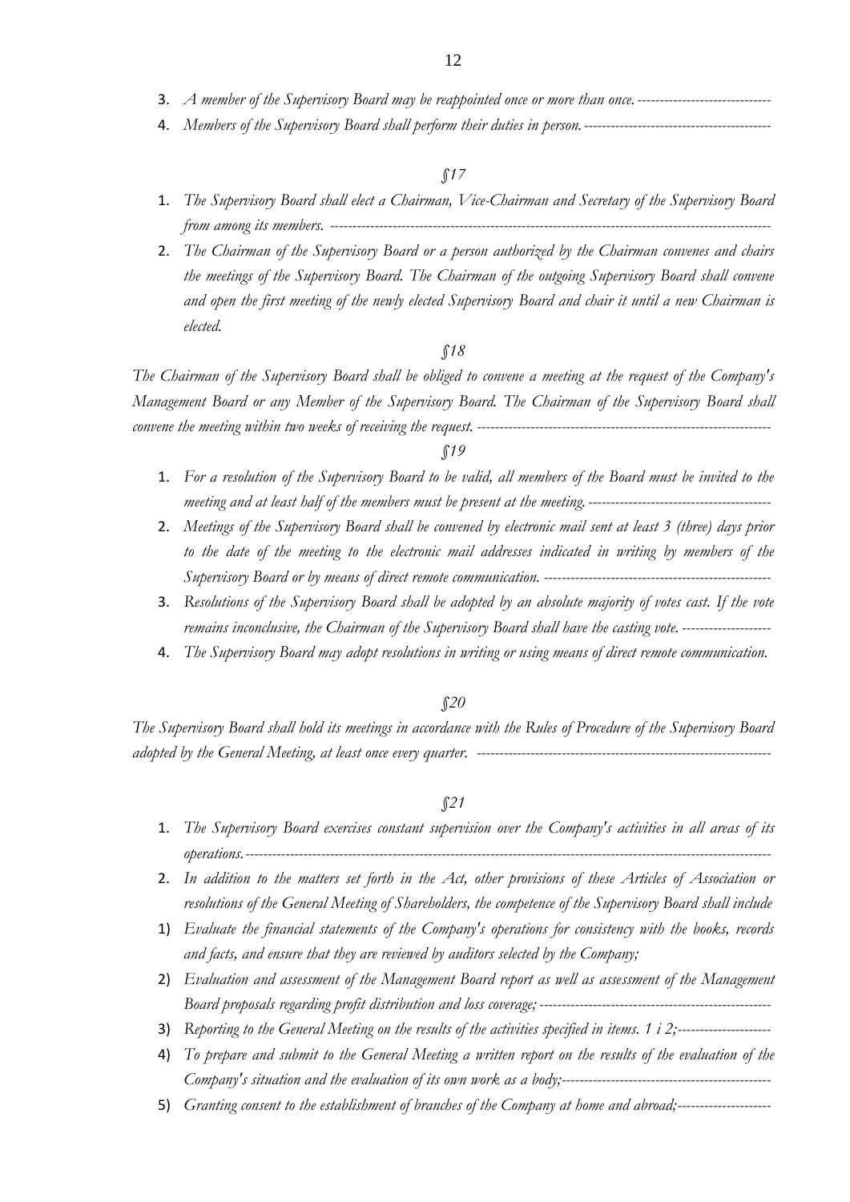3. *A member of the Supervisory Board may be reappointed once or more than once.* -----------------------------
4. *Members of the Supervisory Board shall perform their duties in person.* -----------------------------------------

*§17*

1. *The Supervisory Board shall elect a Chairman, Vice-Chairman and Secretary of the Supervisory Board from among its members.* ---------------------------------------------------------------------------------------------------
2. *The Chairman of the Supervisory Board or a person authorized by the Chairman convenes and chairs the meetings of the Supervisory Board. The Chairman of the outgoing Supervisory Board shall convene and open the first meeting of the newly elected Supervisory Board and chair it until a new Chairman is elected.*

*§18*

*The Chairman of the Supervisory Board shall be obliged to convene a meeting at the request of the Company's Management Board or any Member of the Supervisory Board. The Chairman of the Supervisory Board shall convene the meeting within two weeks of receiving the request.* ------------------------------------------------------------------

*§19*

1. *For a resolution of the Supervisory Board to be valid, all members of the Board must be invited to the meeting and at least half of the members must be present at the meeting.* -----------------------------------------
2. *Meetings of the Supervisory Board shall be convened by electronic mail sent at least 3 (three) days prior to the date of the meeting to the electronic mail addresses indicated in writing by members of the Supervisory Board or by means of direct remote communication.* --------------------------------------------------
3. *Resolutions of the Supervisory Board shall be adopted by an absolute majority of votes cast. If the vote remains inconclusive, the Chairman of the Supervisory Board shall have the casting vote.* -------------------
4. *The Supervisory Board may adopt resolutions in writing or using means of direct remote communication.*

*§20*

*The Supervisory Board shall hold its meetings in accordance with the Rules of Procedure of the Supervisory Board adopted by the General Meeting, at least once every quarter.* ------------------------------------------------------------------

*§21*

1. *The Supervisory Board exercises constant supervision over the Company's activities in all areas of its operations.* ------------------------------------------------------------------------------------------------------------------
2. *In addition to the matters set forth in the Act, other provisions of these Articles of Association or resolutions of the General Meeting of Shareholders, the competence of the Supervisory Board shall include*

1) *Evaluate the financial statements of the Company's operations for consistency with the books, records and facts, and ensure that they are reviewed by auditors selected by the Company;*
2) *Evaluation and assessment of the Management Board report as well as assessment of the Management Board proposals regarding profit distribution and loss coverage;* ----------------------------------------------------
3) *Reporting to the General Meeting on the results of the activities specified in items. 1 i 2;*---------------------
4) *To prepare and submit to the General Meeting a written report on the results of the evaluation of the Company's situation and the evaluation of its own work as a body;*-----------------------------------------------
5) *Granting consent to the establishment of branches of the Company at home and abroad;*--------------------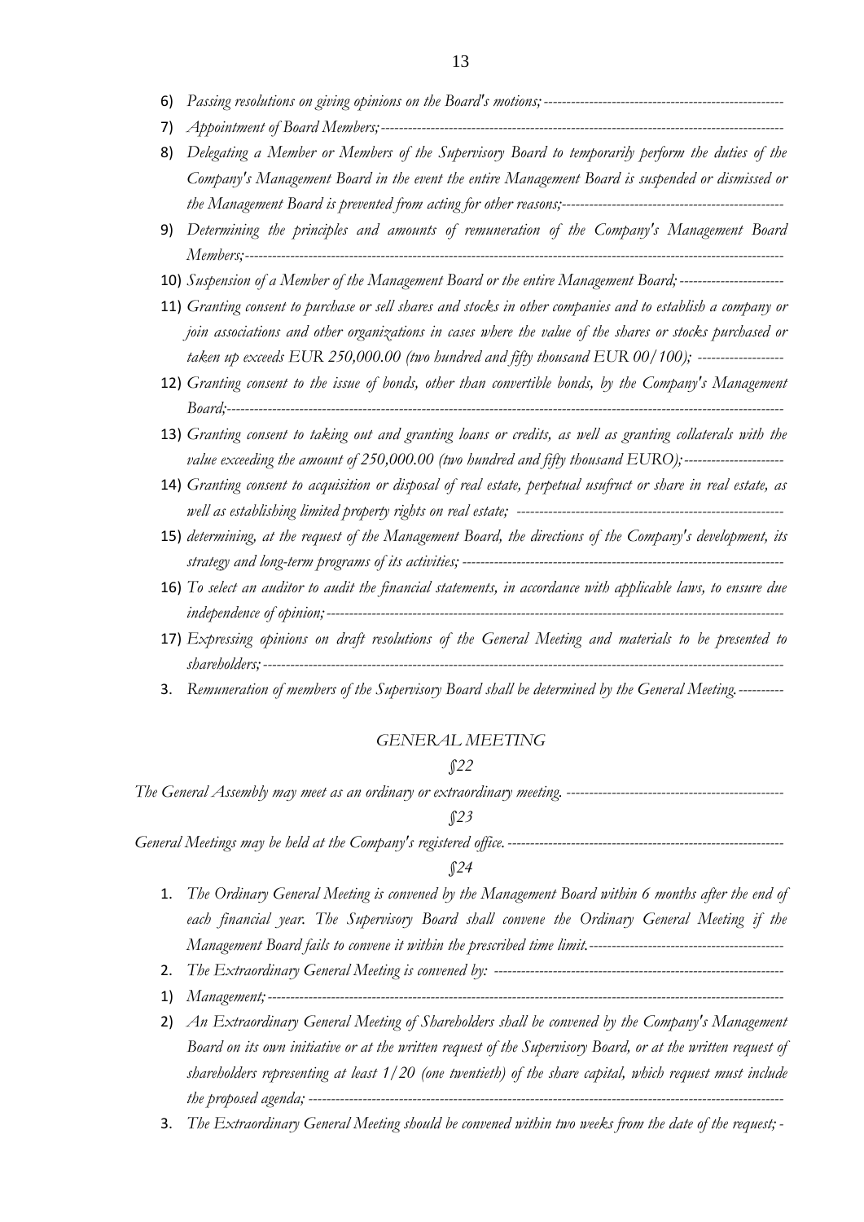6) *Passing resolutions on giving opinions on the Board's motions;*-----------------------------------------------------
7) *Appointment of Board Members;*-----------------------------------------------------------------------------------------
8) *Delegating a Member or Members of the Supervisory Board to temporarily perform the duties of the Company's Management Board in the event the entire Management Board is suspended or dismissed or the Management Board is prevented from acting for other reasons;*-------------------------------------------------
9) *Determining the principles and amounts of remuneration of the Company's Management Board Members;*-------------------------------------------------------------------------------------------------------------
10) *Suspension of a Member of the Management Board or the entire Management Board;*-----------------------
11) *Granting consent to purchase or sell shares and stocks in other companies and to establish a company or join associations and other organizations in cases where the value of the shares or stocks purchased or taken up exceeds EUR 250,000.00 (two hundred and fifty thousand EUR 00/100);* -------------------
12) *Granting consent to the issue of bonds, other than convertible bonds, by the Company's Management Board;*--------------------------------------------------------------------------------------------------------------
13) *Granting consent to taking out and granting loans or credits, as well as granting collaterals with the value exceeding the amount of 250,000.00 (two hundred and fifty thousand EURO);*----------------------
14) *Granting consent to acquisition or disposal of real estate, perpetual usufruct or share in real estate, as well as establishing limited property rights on real estate;* -----------------------------------------------------------
15) *determining, at the request of the Management Board, the directions of the Company's development, its strategy and long-term programs of its activities;* ----------------------------------------------------------------------
16) *To select an auditor to audit the financial statements, in accordance with applicable laws, to ensure due independence of opinion;*-------------------------------------------------------------------------------------------------------
17) *Expressing opinions on draft resolutions of the General Meeting and materials to be presented to shareholders;*-------------------------------------------------------------------------------------------------------------

3. *Remuneration of members of the Supervisory Board shall be determined by the General Meeting.*----------

## *GENERAL MEETING*

### *§22*

*The General Assembly may meet as an ordinary or extraordinary meeting.* -------------------------------------------------

### *§23*

*General Meetings may be held at the Company's registered office.*-------------------------------------------------------------

### *§24*

1. *The Ordinary General Meeting is convened by the Management Board within 6 months after the end of each financial year. The Supervisory Board shall convene the Ordinary General Meeting if the Management Board fails to convene it within the prescribed time limit.*-------------------------------------------
2. *The Extraordinary General Meeting is convened by:* ----------------------------------------------------------------

1) *Management;*----------------------------------------------------------------------------------------------------------------
2) *An Extraordinary General Meeting of Shareholders shall be convened by the Company's Management Board on its own initiative or at the written request of the Supervisory Board, or at the written request of shareholders representing at least 1/20 (one twentieth) of the share capital, which request must include the proposed agenda;* -----------------------------------------------------------------------------------------------------------

3. *The Extraordinary General Meeting should be convened within two weeks from the date of the request;* -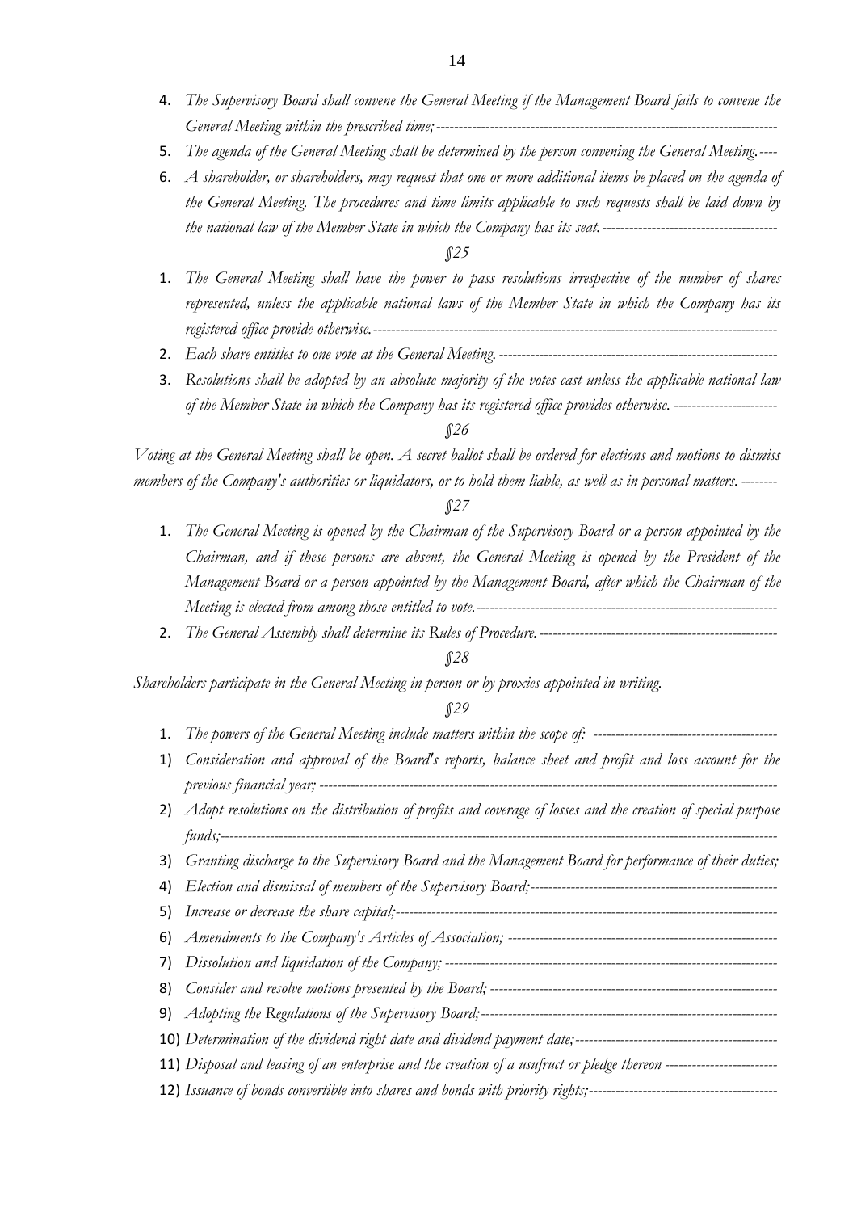4. *The Supervisory Board shall convene the General Meeting if the Management Board fails to convene the General Meeting within the prescribed time;*---------------------------------------------------------------------------
5. *The agenda of the General Meeting shall be determined by the person convening the General Meeting.*----
6. *A shareholder, or shareholders, may request that one or more additional items be placed on the agenda of the General Meeting. The procedures and time limits applicable to such requests shall be laid down by the national law of the Member State in which the Company has its seat.*---------------------------------------

*§25*

1. *The General Meeting shall have the power to pass resolutions irrespective of the number of shares represented, unless the applicable national laws of the Member State in which the Company has its registered office provide otherwise.*------------------------------------------------------------------------------------------
2. *Each share entitles to one vote at the General Meeting.* -------------------------------------------------------------
3. *Resolutions shall be adopted by an absolute majority of the votes cast unless the applicable national law of the Member State in which the Company has its registered office provides otherwise.* ----------------------

*§26*

*Voting at the General Meeting shall be open. A secret ballot shall be ordered for elections and motions to dismiss members of the Company's authorities or liquidators, or to hold them liable, as well as in personal matters.* --------

*§27*

1. *The General Meeting is opened by the Chairman of the Supervisory Board or a person appointed by the Chairman, and if these persons are absent, the General Meeting is opened by the President of the Management Board or a person appointed by the Management Board, after which the Chairman of the Meeting is elected from among those entitled to vote.*-------------------------------------------------------------------
2. *The General Assembly shall determine its Rules of Procedure.*-----------------------------------------------------

*§28*

*Shareholders participate in the General Meeting in person or by proxies appointed in writing.*

*§29*

1. *The powers of the General Meeting include matters within the scope of:* -----------------------------------------

1) *Consideration and approval of the Board's reports, balance sheet and profit and loss account for the previous financial year;* -----------------------------------------------------------------------------------------------
2) *Adopt resolutions on the distribution of profits and coverage of losses and the creation of special purpose funds;*---------------------------------------------------------------------------------------------------------------
3) *Granting discharge to the Supervisory Board and the Management Board for performance of their duties;*
4) *Election and dismissal of members of the Supervisory Board;*-------------------------------------------------------
5) *Increase or decrease the share capital;*------------------------------------------------------------------------------
6) *Amendments to the Company's Articles of Association;* ------------------------------------------------------------
7) *Dissolution and liquidation of the Company;* -------------------------------------------------------------------------
8) *Consider and resolve motions presented by the Board;* ----------------------------------------------------------------
9) *Adopting the Regulations of the Supervisory Board;*-------------------------------------------------------------------
10) *Determination of the dividend right date and dividend payment date;*---------------------------------------------
11) *Disposal and leasing of an enterprise and the creation of a usufruct or pledge thereon* -------------------------
12) *Issuance of bonds convertible into shares and bonds with priority rights;*-----------------------------------------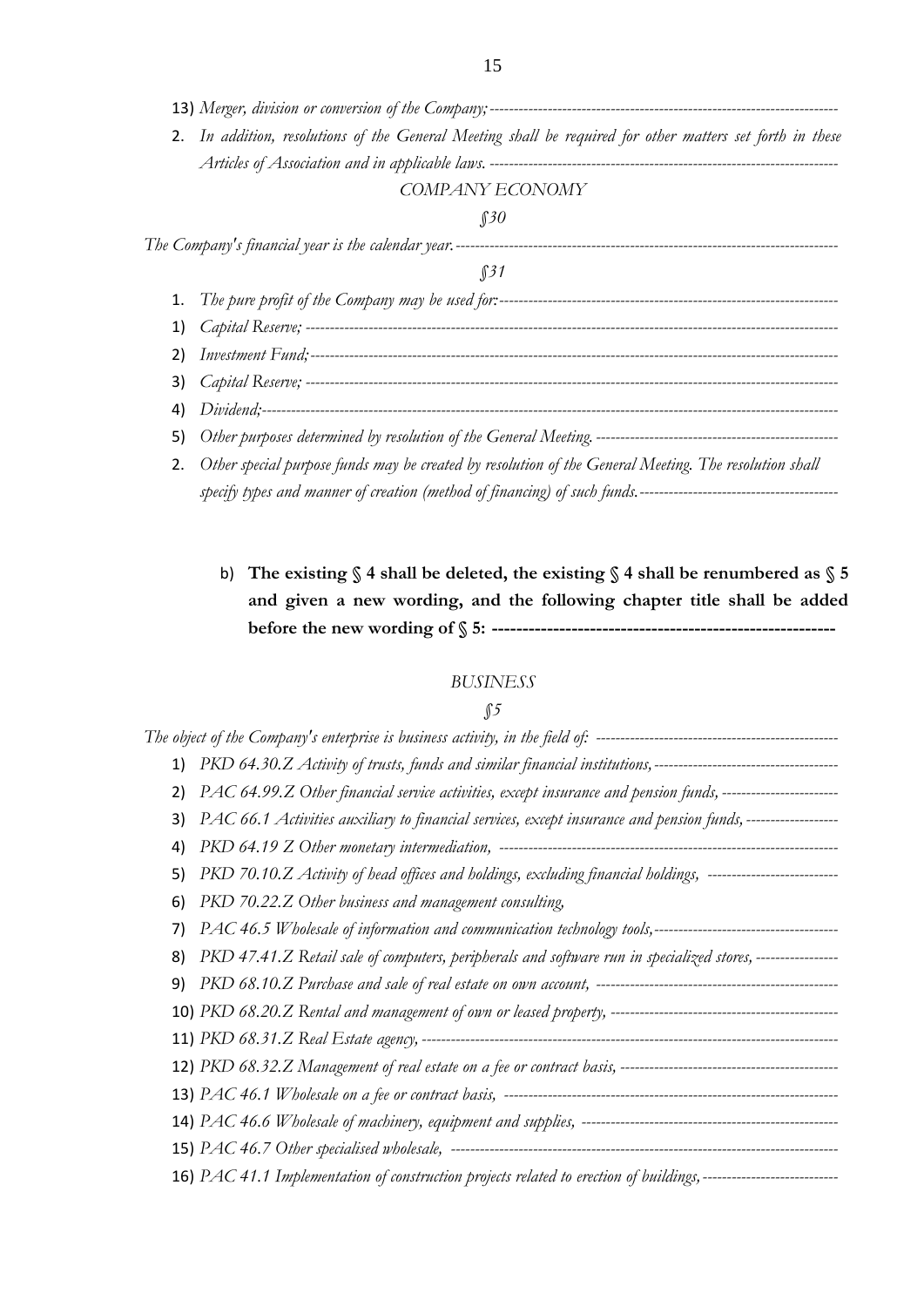13) *Merger, division or conversion of the Company;*-----------------------------------------------------------------------

2. *In addition, resolutions of the General Meeting shall be required for other matters set forth in these Articles of Association and in applicable laws.* -----------------------------------------------------------------------

*COMPANY ECONOMY*

*§30*

*The Company's financial year is the calendar year.*-------------------------------------------------------------------------------

*§31*

1. *The pure profit of the Company may be used for:*---------------------------------------------------------------------
1) *Capital Reserve;* ---------------------------------------------------------------------------------------------------------
2) *Investment Fund;*---------------------------------------------------------------------------------------------------------
3) *Capital Reserve;* ---------------------------------------------------------------------------------------------------------
4) *Dividend;*-----------------------------------------------------------------------------------------------------------------
5) *Other purposes determined by resolution of the General Meeting.* --------------------------------------------------
2. *Other special purpose funds may be created by resolution of the General Meeting. The resolution shall specify types and manner of creation (method of financing) of such funds.*-----------------------------------------

b) **The existing § 4 shall be deleted, the existing § 4 shall be renumbered as § 5 and given a new wording, and the following chapter title shall be added before the new wording of § 5: --------------------------------------------------------**

*BUSINESS*

*§5*

*The object of the Company's enterprise is business activity, in the field of:* --------------------------------------------------

1) *PKD 64.30.Z Activity of trusts, funds and similar financial institutions,*-----------------------------------------
2) *PAC 64.99.Z Other financial service activities, except insurance and pension funds,* -----------------------
3) *PAC 66.1 Activities auxiliary to financial services, except insurance and pension funds,* ------------------
4) *PKD 64.19 Z Other monetary intermediation,* --------------------------------------------------------------------
5) *PKD 70.10.Z Activity of head offices and holdings, excluding financial holdings,* --------------------------
6) *PKD 70.22.Z Other business and management consulting,*
7) *PAC 46.5 Wholesale of information and communication technology tools,*-------------------------------------
8) *PKD 47.41.Z Retail sale of computers, peripherals and software run in specialized stores,* ----------------
9) *PKD 68.10.Z Purchase and sale of real estate on own account,* --------------------------------------------------
10) *PKD 68.20.Z Rental and management of own or leased property,* ----------------------------------------------
11) *PKD 68.31.Z Real Estate agency,* -----------------------------------------------------------------------------------
12) *PKD 68.32.Z Management of real estate on a fee or contract basis,* --------------------------------------------
13) *PAC 46.1 Wholesale on a fee or contract basis,* ---------------------------------------------------------------------
14) *PAC 46.6 Wholesale of machinery, equipment and supplies,* ----------------------------------------------------
15) *PAC 46.7 Other specialised wholesale,* ------------------------------------------------------------------------------
16) *PAC 41.1 Implementation of construction projects related to erection of buildings,*---------------------------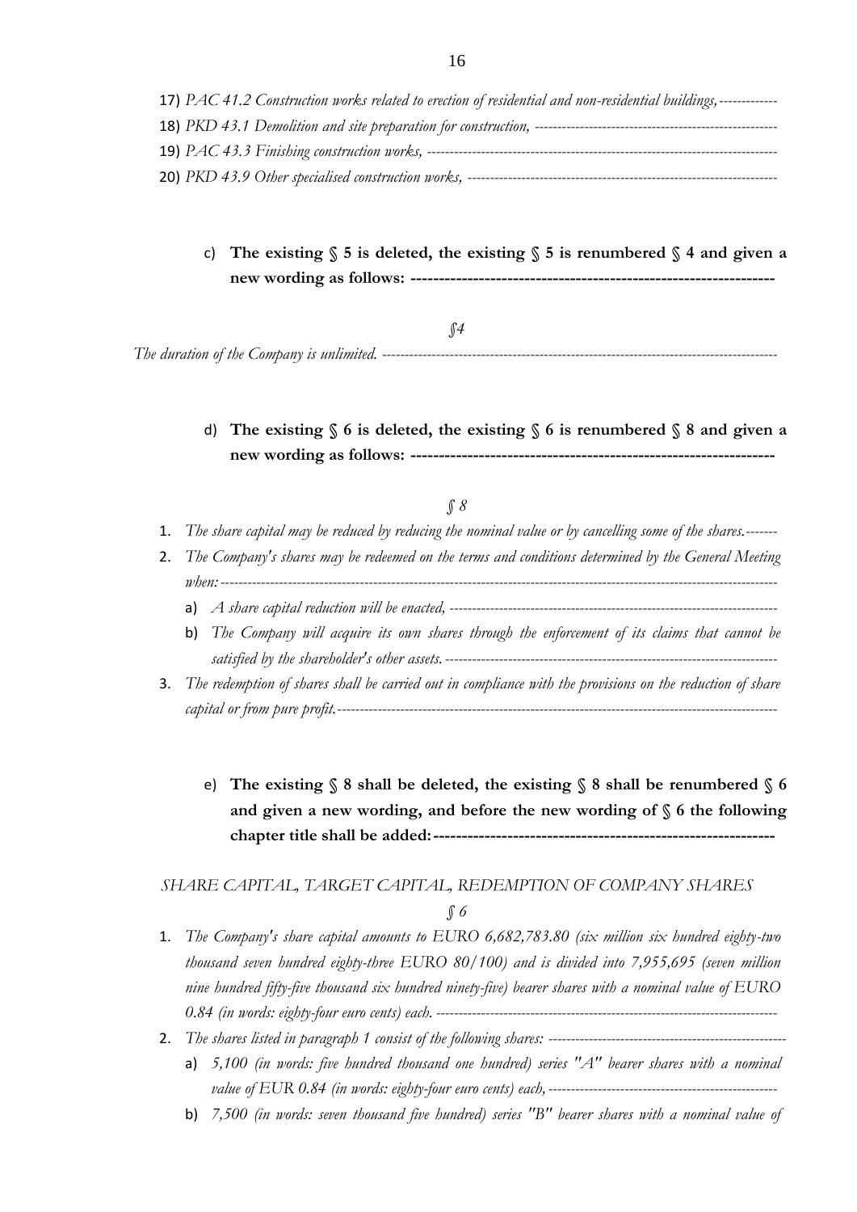17) *PAC 41.2 Construction works related to erection of residential and non-residential buildings,-------------*
18) *PKD 43.1 Demolition and site preparation for construction, ------------------------------------------------------*
19) *PAC 43.3 Finishing construction works, ------------------------------------------------------------------------------*
20) *PKD 43.9 Other specialised construction works, ---------------------------------------------------------------------*

c) **The existing § 5 is deleted, the existing § 5 is renumbered § 4 and given a new wording as follows: ---------------------------------------------------------------**

*§4*

*The duration of the Company is unlimited. ------------------------------------------------------------------------------------------*

d) **The existing § 6 is deleted, the existing § 6 is renumbered § 8 and given a new wording as follows: ---------------------------------------------------------------**

*§ 8*

1. *The share capital may be reduced by reducing the nominal value or by cancelling some of the shares.-------*
2. *The Company's shares may be redeemed on the terms and conditions determined by the General Meeting when: ------------------------------------------------------------------------------------------------------------------------*
   a) *A share capital reduction will be enacted, ----------------------------------------------------------------------------*
   b) *The Company will acquire its own shares through the enforcement of its claims that cannot be satisfied by the shareholder's other assets. ---------------------------------------------------------------------------*
3. *The redemption of shares shall be carried out in compliance with the provisions on the reduction of share capital or from pure profit.-------------------------------------------------------------------------------------------------*

e) **The existing § 8 shall be deleted, the existing § 8 shall be renumbered § 6 and given a new wording, and before the new wording of § 6 the following chapter title shall be added:-----------------------------------------------------------**

*SHARE CAPITAL, TARGET CAPITAL, REDEMPTION OF COMPANY SHARES*

*§ 6*

1. *The Company's share capital amounts to EURO 6,682,783.80 (six million six hundred eighty-two thousand seven hundred eighty-three EURO 80/100) and is divided into 7,955,695 (seven million nine hundred fifty-five thousand six hundred ninety-five) bearer shares with a nominal value of EURO 0.84 (in words: eighty-four euro cents) each. ---------------------------------------------------------------------------*
2. *The shares listed in paragraph 1 consist of the following shares: -----------------------------------------------------*
   a) *5,100 (in words: five hundred thousand one hundred) series "A" bearer shares with a nominal value of EUR 0.84 (in words: eighty-four euro cents) each, ---------------------------------------------------*
   b) *7,500 (in words: seven thousand five hundred) series "B" bearer shares with a nominal value of*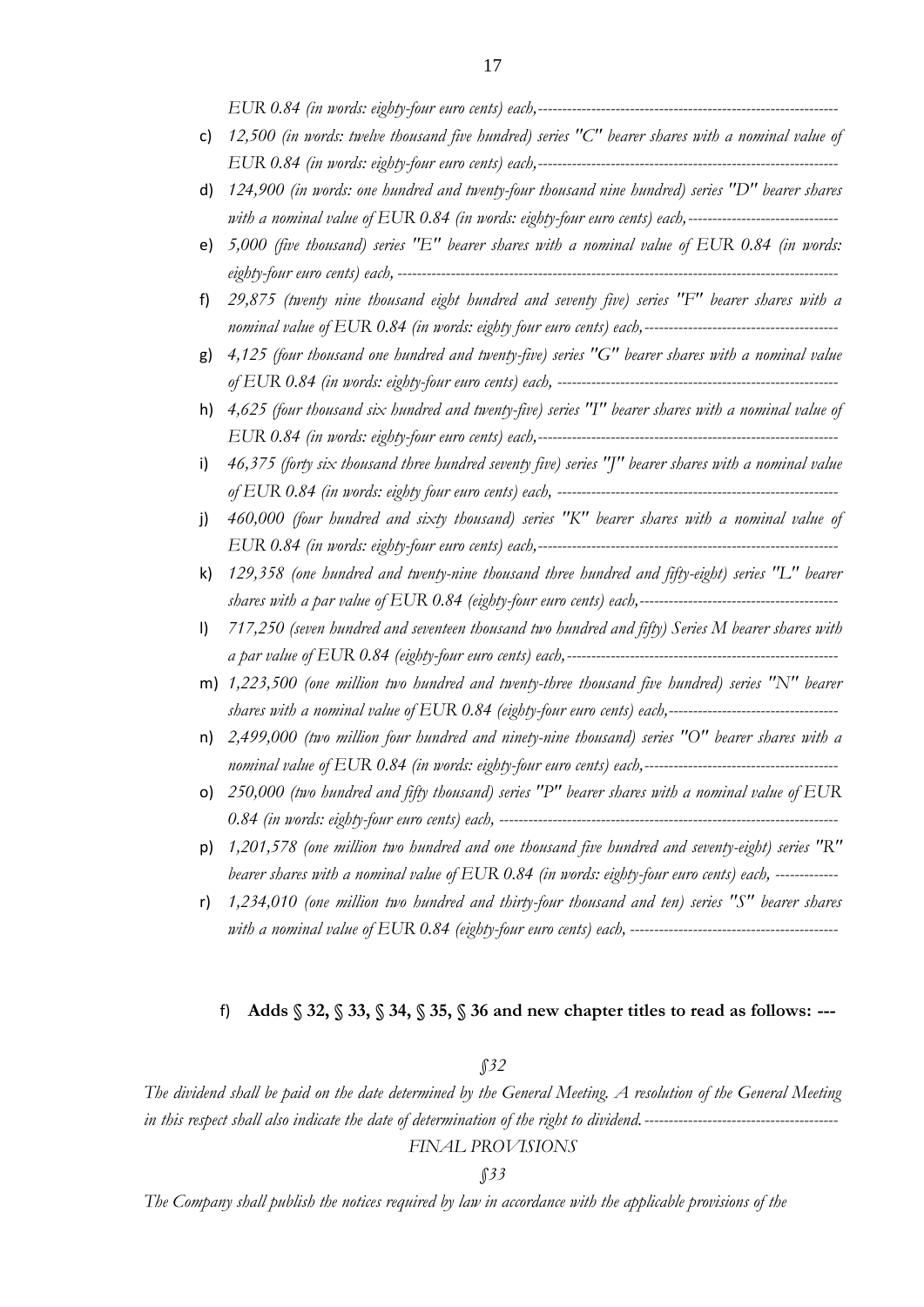*EUR 0.84 (in words: eighty-four euro cents) each,---------------------------------------------------------------*

c) *12,500 (in words: twelve thousand five hundred) series "C" bearer shares with a nominal value of EUR 0.84 (in words: eighty-four euro cents) each,---------------------------------------------------------------*
d) *124,900 (in words: one hundred and twenty-four thousand nine hundred) series "D" bearer shares with a nominal value of EUR 0.84 (in words: eighty-four euro cents) each,-------------------------------*
e) *5,000 (five thousand) series "E" bearer shares with a nominal value of EUR 0.84 (in words: eighty-four euro cents) each, -----------------------------------------------------------------------------------------*
f) *29,875 (twenty nine thousand eight hundred and seventy five) series "F" bearer shares with a nominal value of EUR 0.84 (in words: eighty four euro cents) each,----------------------------------------*
g) *4,125 (four thousand one hundred and twenty-five) series "G" bearer shares with a nominal value of EUR 0.84 (in words: eighty-four euro cents) each, ---------------------------------------------------------*
h) *4,625 (four thousand six hundred and twenty-five) series "I" bearer shares with a nominal value of EUR 0.84 (in words: eighty-four euro cents) each,---------------------------------------------------------------*
i) *46,375 (forty six thousand three hundred seventy five) series "J" bearer shares with a nominal value of EUR 0.84 (in words: eighty four euro cents) each, ---------------------------------------------------------*
j) *460,000 (four hundred and sixty thousand) series "K" bearer shares with a nominal value of EUR 0.84 (in words: eighty-four euro cents) each,---------------------------------------------------------------*
k) *129,358 (one hundred and twenty-nine thousand three hundred and fifty-eight) series "L" bearer shares with a par value of EUR 0.84 (eighty-four euro cents) each,-----------------------------------------*
l) *717,250 (seven hundred and seventeen thousand two hundred and fifty) Series M bearer shares with a par value of EUR 0.84 (eighty-four euro cents) each,---------------------------------------------------------*
m) *1,223,500 (one million two hundred and twenty-three thousand five hundred) series "N" bearer shares with a nominal value of EUR 0.84 (eighty-four euro cents) each,-----------------------------------*
n) *2,499,000 (two million four hundred and ninety-nine thousand) series "O" bearer shares with a nominal value of EUR 0.84 (in words: eighty-four euro cents) each,----------------------------------------*
o) *250,000 (two hundred and fifty thousand) series "P" bearer shares with a nominal value of EUR 0.84 (in words: eighty-four euro cents) each, ---------------------------------------------------------------------*
p) *1,201,578 (one million two hundred and one thousand five hundred and seventy-eight) series "R" bearer shares with a nominal value of EUR 0.84 (in words: eighty-four euro cents) each, -------------*
r) *1,234,010 (one million two hundred and thirty-four thousand and ten) series "S" bearer shares with a nominal value of EUR 0.84 (eighty-four euro cents) each, -------------------------------------------*

f) **Adds § 32, § 33, § 34, § 35, § 36 and new chapter titles to read as follows: ---**

*§32*

*The dividend shall be paid on the date determined by the General Meeting. A resolution of the General Meeting in this respect shall also indicate the date of determination of the right to dividend.----------------------------------------*

*FINAL PROVISIONS*

*§33*

*The Company shall publish the notices required by law in accordance with the applicable provisions of the*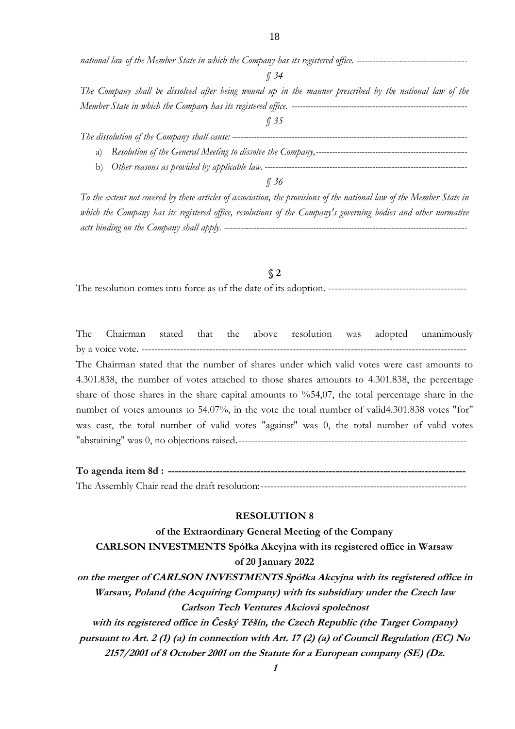*national law of the Member State in which the Company has its registered office. ----------------------------------------*

*§ 34*

*The Company shall be dissolved after being wound up in the manner prescribed by the national law of the Member State in which the Company has its registered office. ----------------------------------------------------------------*

*§ 35*

*The dissolution of the Company shall cause: ---------------------------------------------------------------------------------*

a) *Resolution of the General Meeting to dissolve the Company,-------------------------------------------------------*
b) *Other reasons as provided by applicable law. --------------------------------------------------------------------------*

*§ 36*

*To the extent not covered by these articles of association, the provisions of the national law of the Member State in which the Company has its registered office, resolutions of the Company's governing bodies and other normative acts binding on the Company shall apply. ------------------------------------------------------------------------------------------*

**§ 2**

The resolution comes into force as of the date of its adoption. --------------------------------------------

The Chairman stated that the above resolution was adopted unanimously by a voice vote. ----------------------------------------------------------------------------------------------------

The Chairman stated that the number of shares under which valid votes were cast amounts to 4.301.838, the number of votes attached to those shares amounts to 4.301.838, the percentage share of those shares in the share capital amounts to %54,07, the total percentage share in the number of votes amounts to 54.07%, in the vote the total number of valid4.301.838 votes "for" was cast, the total number of valid votes "against" was 0, the total number of valid votes "abstaining" was 0, no objections raised.------------------------------------------------------------------------

**To agenda item 8d : ------------------------------------------------------------------------------------**

The Assembly Chair read the draft resolution:------------------------------------------------------------------

**RESOLUTION 8**

**of the Extraordinary General Meeting of the Company**

**CARLSON INVESTMENTS Spółka Akcyjna with its registered office in Warsaw**

**of 20 January 2022**

***on the merger of CARLSON INVESTMENTS Spółka Akcyjna with its registered office in Warsaw, Poland (the Acquiring Company) with its subsidiary under the Czech law Carlson Tech Ventures Akciová společnost with its registered office in Český Těšín, the Czech Republic (the Target Company) pursuant to Art. 2 (1) (a) in connection with Art. 17 (2) (a) of Council Regulation (EC) No 2157/2001 of 8 October 2001 on the Statute for a European company (SE) (Dz.***

***1***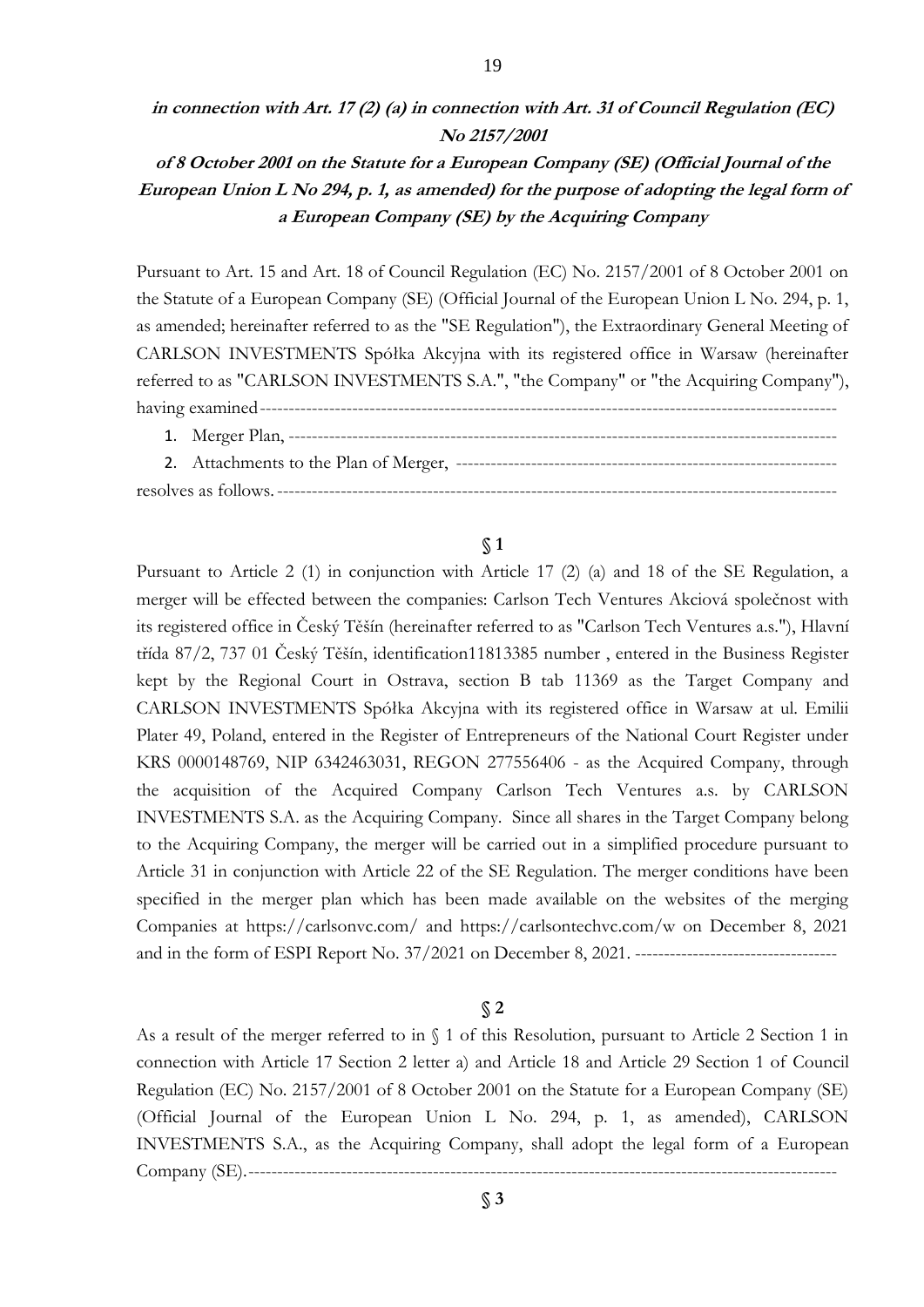***in connection with Art. 17 (2) (a) in connection with Art. 31 of Council Regulation (EC) No 2157/2001***

***of 8 October 2001 on the Statute for a European Company (SE) (Official Journal of the European Union L No 294, p. 1, as amended) for the purpose of adopting the legal form of a European Company (SE) by the Acquiring Company***

Pursuant to Art. 15 and Art. 18 of Council Regulation (EC) No. 2157/2001 of 8 October 2001 on the Statute of a European Company (SE) (Official Journal of the European Union L No. 294, p. 1, as amended; hereinafter referred to as the "SE Regulation"), the Extraordinary General Meeting of CARLSON INVESTMENTS Spółka Akcyjna with its registered office in Warsaw (hereinafter referred to as "CARLSON INVESTMENTS S.A.", "the Company" or "the Acquiring Company"), having examined-------------------------------------------------------------------------------------------------

1. Merger Plan, -------------------------------------------------------------------------------------------
2. Attachments to the Plan of Merger, -----------------------------------------------------------------

resolves as follows. -------------------------------------------------------------------------------------------

**§ 1**

Pursuant to Article 2 (1) in conjunction with Article 17 (2) (a) and 18 of the SE Regulation, a merger will be effected between the companies: Carlson Tech Ventures Akciová společnost with its registered office in Český Těšín (hereinafter referred to as "Carlson Tech Ventures a.s."), Hlavní třída 87/2, 737 01 Český Těšín, identification11813385 number , entered in the Business Register kept by the Regional Court in Ostrava, section B tab 11369 as the Target Company and CARLSON INVESTMENTS Spółka Akcyjna with its registered office in Warsaw at ul. Emilii Plater 49, Poland, entered in the Register of Entrepreneurs of the National Court Register under KRS 0000148769, NIP 6342463031, REGON 277556406 - as the Acquired Company, through the acquisition of the Acquired Company Carlson Tech Ventures a.s. by CARLSON INVESTMENTS S.A. as the Acquiring Company. Since all shares in the Target Company belong to the Acquiring Company, the merger will be carried out in a simplified procedure pursuant to Article 31 in conjunction with Article 22 of the SE Regulation. The merger conditions have been specified in the merger plan which has been made available on the websites of the merging Companies at https://carlsonvc.com/ and https://carlsontechvc.com/w on December 8, 2021 and in the form of ESPI Report No. 37/2021 on December 8, 2021. ----------------------------------

**§ 2**

As a result of the merger referred to in § 1 of this Resolution, pursuant to Article 2 Section 1 in connection with Article 17 Section 2 letter a) and Article 18 and Article 29 Section 1 of Council Regulation (EC) No. 2157/2001 of 8 October 2001 on the Statute for a European Company (SE) (Official Journal of the European Union L No. 294, p. 1, as amended), CARLSON INVESTMENTS S.A., as the Acquiring Company, shall adopt the legal form of a European Company (SE).-------------------------------------------------------------------------------------------------

**§ 3**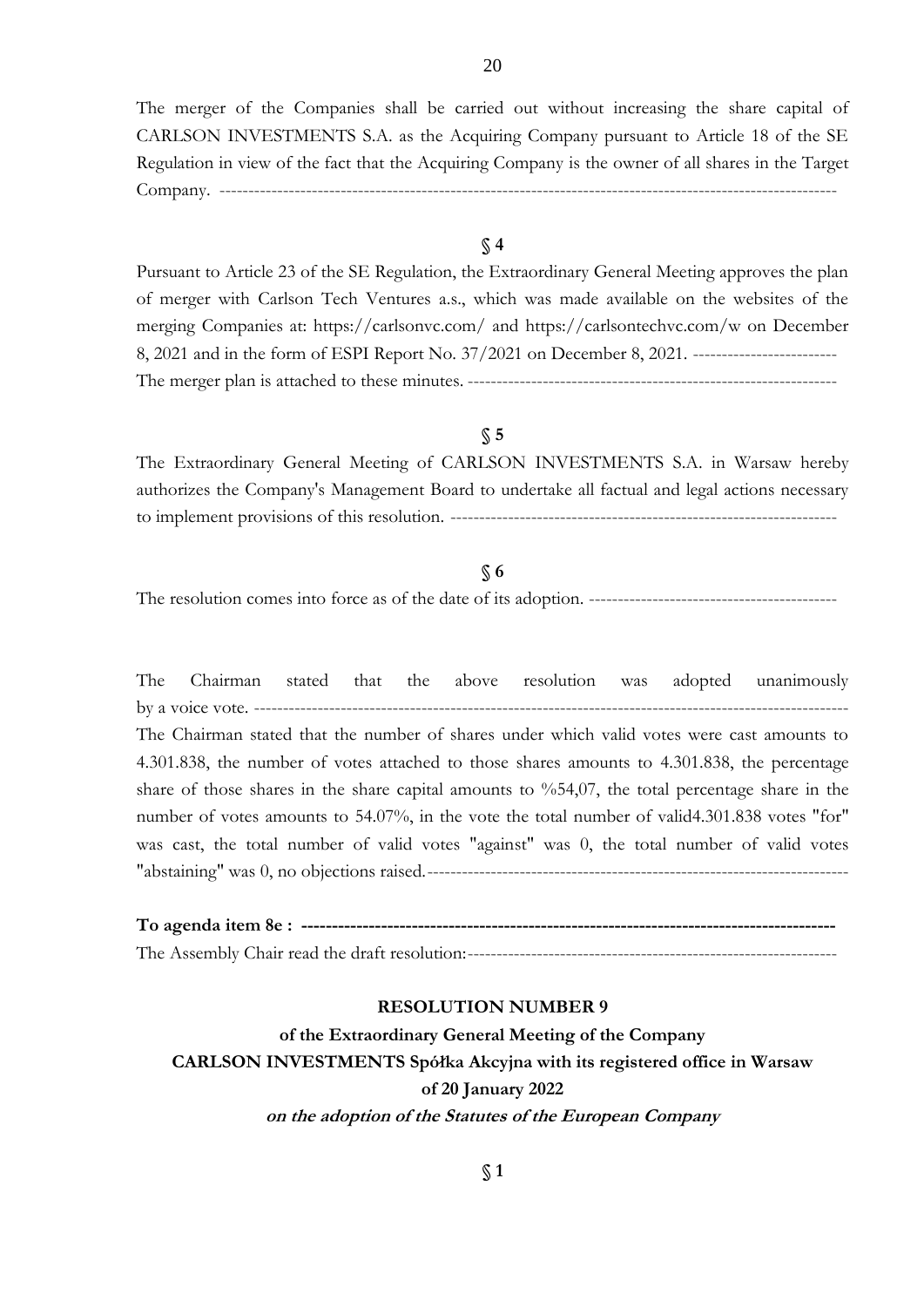The merger of the Companies shall be carried out without increasing the share capital of CARLSON INVESTMENTS S.A. as the Acquiring Company pursuant to Article 18 of the SE Regulation in view of the fact that the Acquiring Company is the owner of all shares in the Target Company. ----------------------------------------------------------------------------------------------------------

**§ 4**

Pursuant to Article 23 of the SE Regulation, the Extraordinary General Meeting approves the plan of merger with Carlson Tech Ventures a.s., which was made available on the websites of the merging Companies at: https://carlsonvc.com/ and https://carlsontechvc.com/w on December 8, 2021 and in the form of ESPI Report No. 37/2021 on December 8, 2021. -------------------------
The merger plan is attached to these minutes. ----------------------------------------------------------------

**§ 5**

The Extraordinary General Meeting of CARLSON INVESTMENTS S.A. in Warsaw hereby authorizes the Company's Management Board to undertake all factual and legal actions necessary to implement provisions of this resolution. -------------------------------------------------------------------

**§ 6**

The resolution comes into force as of the date of its adoption. -------------------------------------------

The Chairman stated that the above resolution was adopted unanimously by a voice vote. ---------------------------------------------------------------------------------------------------------
The Chairman stated that the number of shares under which valid votes were cast amounts to 4.301.838, the number of votes attached to those shares amounts to 4.301.838, the percentage share of those shares in the share capital amounts to %54,07, the total percentage share in the number of votes amounts to 54.07%, in the vote the total number of valid4.301.838 votes "for" was cast, the total number of valid votes "against" was 0, the total number of valid votes "abstaining" was 0, no objections raised.------------------------------------------------------------------------

**To agenda item 8e : ------------------------------------------------------------------------------------**
The Assembly Chair read the draft resolution:----------------------------------------------------------------

**RESOLUTION NUMBER 9**
**of the Extraordinary General Meeting of the Company**
**CARLSON INVESTMENTS Spółka Akcyjna with its registered office in Warsaw**
**of 20 January 2022**
***on the adoption of the Statutes of the European Company***

**§ 1**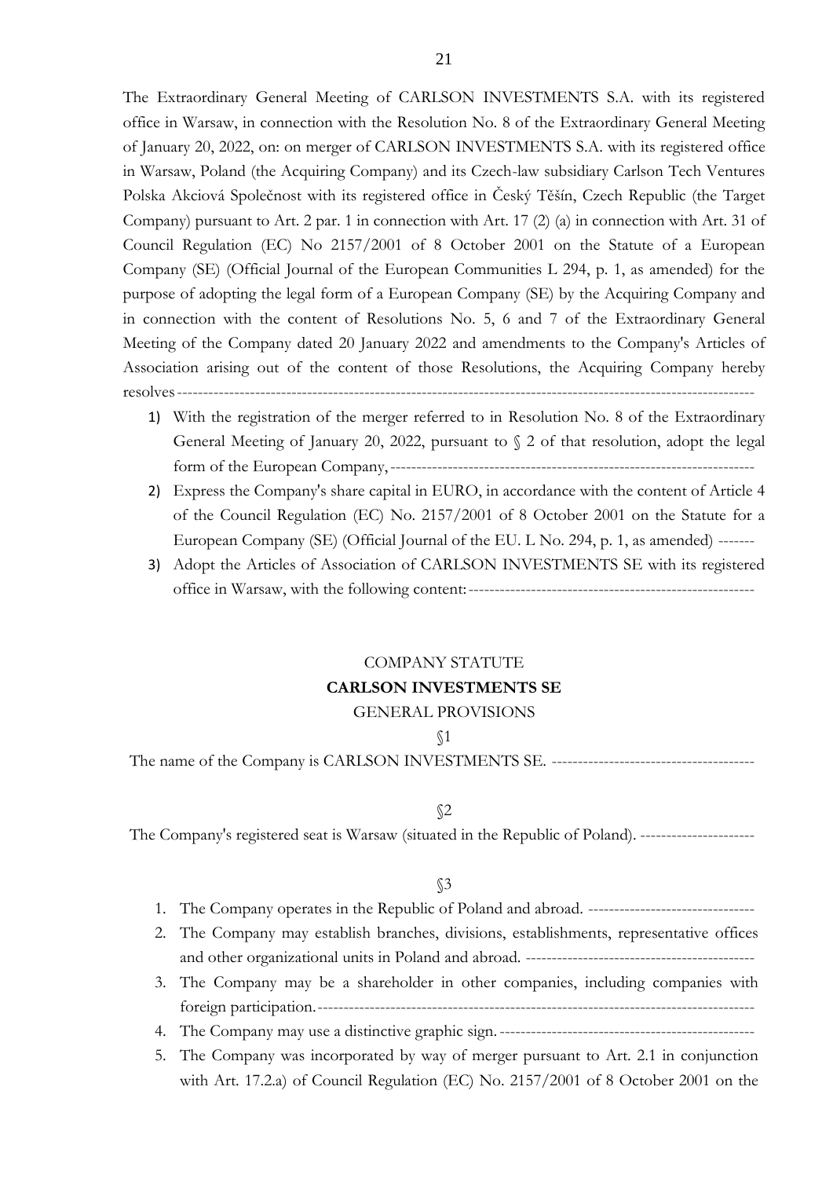The Extraordinary General Meeting of CARLSON INVESTMENTS S.A. with its registered office in Warsaw, in connection with the Resolution No. 8 of the Extraordinary General Meeting of January 20, 2022, on: on merger of CARLSON INVESTMENTS S.A. with its registered office in Warsaw, Poland (the Acquiring Company) and its Czech-law subsidiary Carlson Tech Ventures Polska Akciová Společnost with its registered office in Český Těšín, Czech Republic (the Target Company) pursuant to Art. 2 par. 1 in connection with Art. 17 (2) (a) in connection with Art. 31 of Council Regulation (EC) No 2157/2001 of 8 October 2001 on the Statute of a European Company (SE) (Official Journal of the European Communities L 294, p. 1, as amended) for the purpose of adopting the legal form of a European Company (SE) by the Acquiring Company and in connection with the content of Resolutions No. 5, 6 and 7 of the Extraordinary General Meeting of the Company dated 20 January 2022 and amendments to the Company's Articles of Association arising out of the content of those Resolutions, the Acquiring Company hereby resolves--------------------------------------------------------------------------------------------------------------

1) With the registration of the merger referred to in Resolution No. 8 of the Extraordinary General Meeting of January 20, 2022, pursuant to § 2 of that resolution, adopt the legal form of the European Company,---------------------------------------------------------------------
2) Express the Company's share capital in EURO, in accordance with the content of Article 4 of the Council Regulation (EC) No. 2157/2001 of 8 October 2001 on the Statute for a European Company (SE) (Official Journal of the EU. L No. 294, p. 1, as amended) -------
3) Adopt the Articles of Association of CARLSON INVESTMENTS SE with its registered office in Warsaw, with the following content:-------------------------------------------------------

COMPANY STATUTE

**CARLSON INVESTMENTS SE**

GENERAL PROVISIONS

§1

The name of the Company is CARLSON INVESTMENTS SE. ---------------------------------------

§2

The Company's registered seat is Warsaw (situated in the Republic of Poland). ----------------------

§3

1. The Company operates in the Republic of Poland and abroad. --------------------------------
2. The Company may establish branches, divisions, establishments, representative offices and other organizational units in Poland and abroad. --------------------------------------------
3. The Company may be a shareholder in other companies, including companies with foreign participation.-------------------------------------------------------------------------------------
4. The Company may use a distinctive graphic sign.-------------------------------------------------
5. The Company was incorporated by way of merger pursuant to Art. 2.1 in conjunction with Art. 17.2.a) of Council Regulation (EC) No. 2157/2001 of 8 October 2001 on the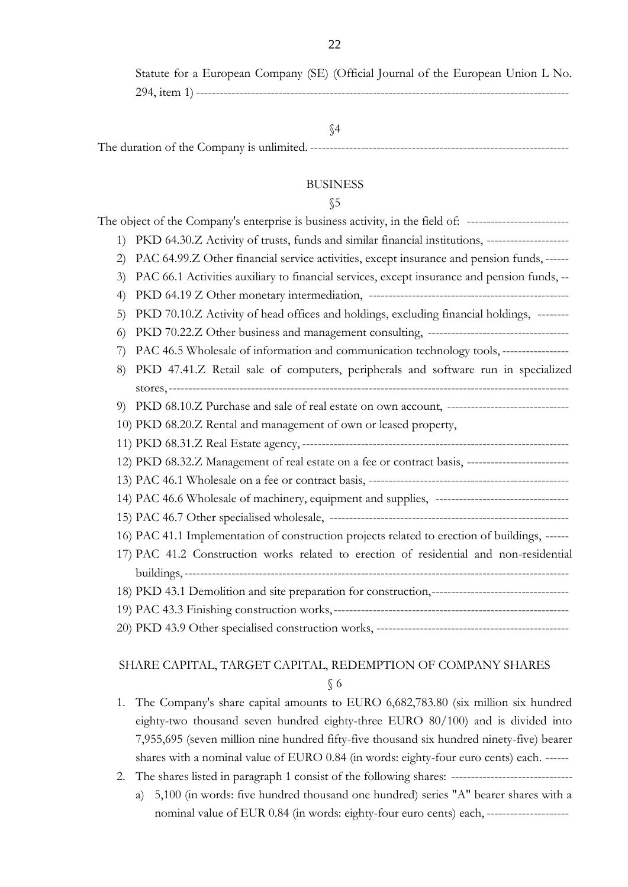Statute for a European Company (SE) (Official Journal of the European Union L No. 294, item 1) ---------------------------------------------------------------------------------------------

§4

The duration of the Company is unlimited. -----------------------------------------------------------------

BUSINESS

§5

The object of the Company's enterprise is business activity, in the field of: --------------------------

1) PKD 64.30.Z Activity of trusts, funds and similar financial institutions, ---------------------
2) PAC 64.99.Z Other financial service activities, except insurance and pension funds, ------
3) PAC 66.1 Activities auxiliary to financial services, except insurance and pension funds, --
4) PKD 64.19 Z Other monetary intermediation, ---------------------------------------------------
5) PKD 70.10.Z Activity of head offices and holdings, excluding financial holdings, --------
6) PKD 70.22.Z Other business and management consulting, ------------------------------------
7) PAC 46.5 Wholesale of information and communication technology tools, -----------------
8) PKD 47.41.Z Retail sale of computers, peripherals and software run in specialized stores, ------------------------------------------------------------------------------------------------
9) PKD 68.10.Z Purchase and sale of real estate on own account, -------------------------------
10) PKD 68.20.Z Rental and management of own or leased property,
11) PKD 68.31.Z Real Estate agency, ------------------------------------------------------------------
12) PKD 68.32.Z Management of real estate on a fee or contract basis, --------------------------
13) PAC 46.1 Wholesale on a fee or contract basis, ---------------------------------------------------
14) PAC 46.6 Wholesale of machinery, equipment and supplies, ----------------------------------
15) PAC 46.7 Other specialised wholesale, -------------------------------------------------------------
16) PAC 41.1 Implementation of construction projects related to erection of buildings, ------
17) PAC 41.2 Construction works related to erection of residential and non-residential buildings, ----------------------------------------------------------------------------------------------
18) PKD 43.1 Demolition and site preparation for construction,-----------------------------------
19) PAC 43.3 Finishing construction works,------------------------------------------------------------
20) PKD 43.9 Other specialised construction works, -------------------------------------------------

SHARE CAPITAL, TARGET CAPITAL, REDEMPTION OF COMPANY SHARES

§ 6

1. The Company's share capital amounts to EURO 6,682,783.80 (six million six hundred eighty-two thousand seven hundred eighty-three EURO 80/100) and is divided into 7,955,695 (seven million nine hundred fifty-five thousand six hundred ninety-five) bearer shares with a nominal value of EURO 0.84 (in words: eighty-four euro cents) each. ------
2. The shares listed in paragraph 1 consist of the following shares: -------------------------------
   a) 5,100 (in words: five hundred thousand one hundred) series "A" bearer shares with a nominal value of EUR 0.84 (in words: eighty-four euro cents) each, --------------------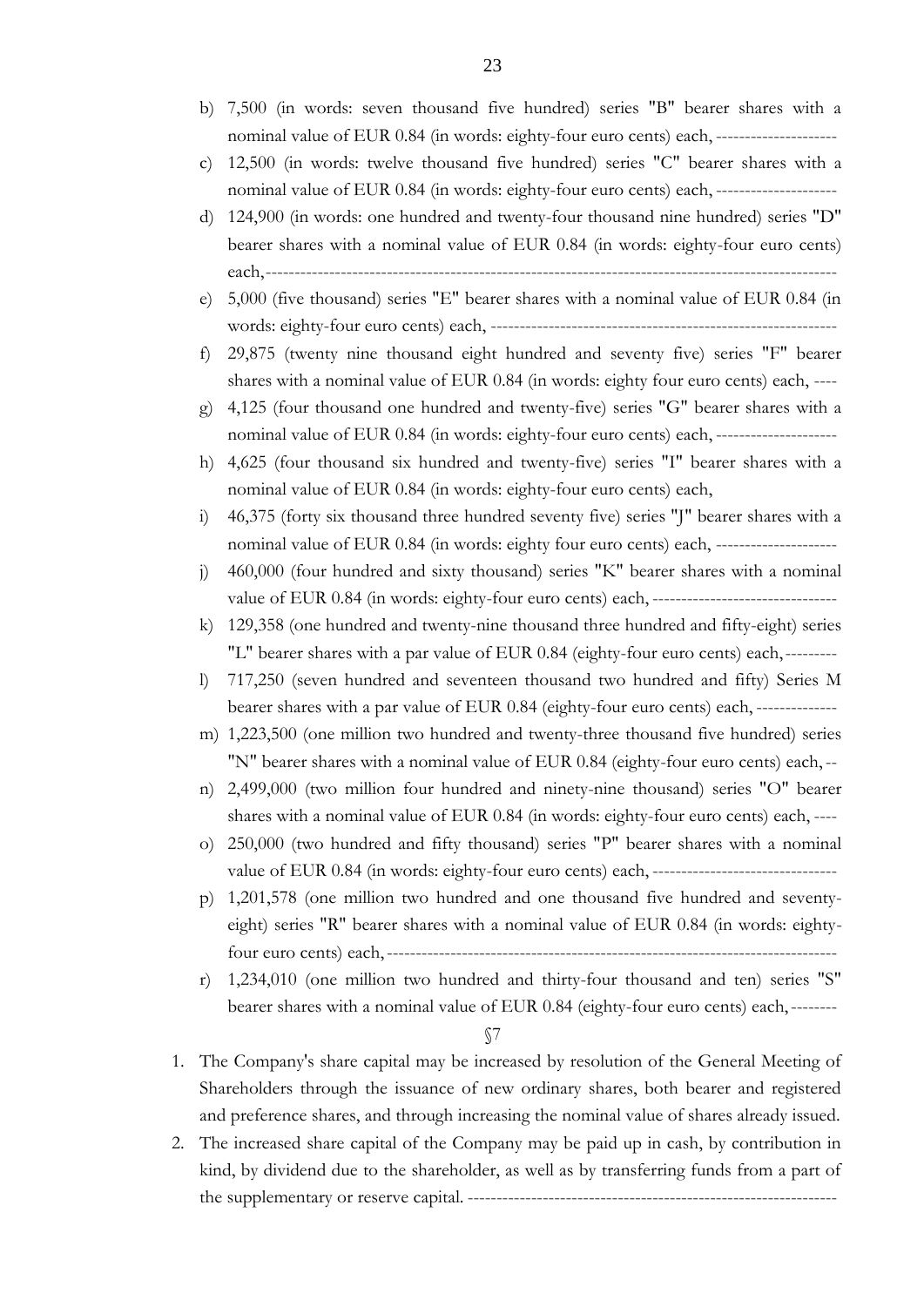b) 7,500 (in words: seven thousand five hundred) series "B" bearer shares with a nominal value of EUR 0.84 (in words: eighty-four euro cents) each, --------------------

c) 12,500 (in words: twelve thousand five hundred) series "C" bearer shares with a nominal value of EUR 0.84 (in words: eighty-four euro cents) each, --------------------

d) 124,900 (in words: one hundred and twenty-four thousand nine hundred) series "D" bearer shares with a nominal value of EUR 0.84 (in words: eighty-four euro cents) each,----------------------------------------------------------------------------------------------

e) 5,000 (five thousand) series "E" bearer shares with a nominal value of EUR 0.84 (in words: eighty-four euro cents) each, ----------------------------------------------------------

f) 29,875 (twenty nine thousand eight hundred and seventy five) series "F" bearer shares with a nominal value of EUR 0.84 (in words: eighty four euro cents) each, ----

g) 4,125 (four thousand one hundred and twenty-five) series "G" bearer shares with a nominal value of EUR 0.84 (in words: eighty-four euro cents) each, --------------------

h) 4,625 (four thousand six hundred and twenty-five) series "I" bearer shares with a nominal value of EUR 0.84 (in words: eighty-four euro cents) each,

i) 46,375 (forty six thousand three hundred seventy five) series "J" bearer shares with a nominal value of EUR 0.84 (in words: eighty four euro cents) each, --------------------

j) 460,000 (four hundred and sixty thousand) series "K" bearer shares with a nominal value of EUR 0.84 (in words: eighty-four euro cents) each, -------------------------------

k) 129,358 (one hundred and twenty-nine thousand three hundred and fifty-eight) series "L" bearer shares with a par value of EUR 0.84 (eighty-four euro cents) each,---------

l) 717,250 (seven hundred and seventeen thousand two hundred and fifty) Series M bearer shares with a par value of EUR 0.84 (eighty-four euro cents) each, -------------

m) 1,223,500 (one million two hundred and twenty-three thousand five hundred) series "N" bearer shares with a nominal value of EUR 0.84 (eighty-four euro cents) each, --

n) 2,499,000 (two million four hundred and ninety-nine thousand) series "O" bearer shares with a nominal value of EUR 0.84 (in words: eighty-four euro cents) each, ----

o) 250,000 (two hundred and fifty thousand) series "P" bearer shares with a nominal value of EUR 0.84 (in words: eighty-four euro cents) each, -------------------------------

p) 1,201,578 (one million two hundred and one thousand five hundred and seventy-eight) series "R" bearer shares with a nominal value of EUR 0.84 (in words: eighty-four euro cents) each, --------------------------------------------------------------------------

r) 1,234,010 (one million two hundred and thirty-four thousand and ten) series "S" bearer shares with a nominal value of EUR 0.84 (eighty-four euro cents) each, --------

§7

1. The Company's share capital may be increased by resolution of the General Meeting of Shareholders through the issuance of new ordinary shares, both bearer and registered and preference shares, and through increasing the nominal value of shares already issued.
2. The increased share capital of the Company may be paid up in cash, by contribution in kind, by dividend due to the shareholder, as well as by transferring funds from a part of the supplementary or reserve capital. ---------------------------------------------------------------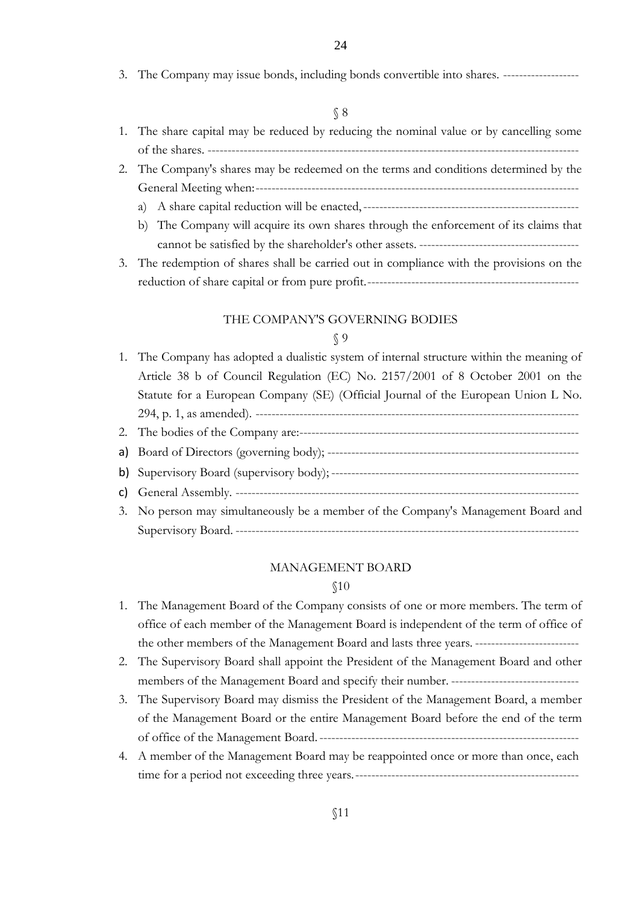3. The Company may issue bonds, including bonds convertible into shares. -------------------

§ 8

1. The share capital may be reduced by reducing the nominal value or by cancelling some of the shares. ------------------------------------------------------------------------------------------
2. The Company's shares may be redeemed on the terms and conditions determined by the General Meeting when:----------------------------------------------------------------------------------
   a) A share capital reduction will be enacted,-----------------------------------------------------
   b) The Company will acquire its own shares through the enforcement of its claims that cannot be satisfied by the shareholder's other assets. ----------------------------------------
3. The redemption of shares shall be carried out in compliance with the provisions on the reduction of share capital or from pure profit.-----------------------------------------------------

## THE COMPANY'S GOVERNING BODIES

§ 9

1. The Company has adopted a dualistic system of internal structure within the meaning of Article 38 b of Council Regulation (EC) No. 2157/2001 of 8 October 2001 on the Statute for a European Company (SE) (Official Journal of the European Union L No. 294, p. 1, as amended). --------------------------------------------------------------------------------
2. The bodies of the Company are:----------------------------------------------------------------------

a) Board of Directors (governing body); ---------------------------------------------------------------

b) Supervisory Board (supervisory body);--------------------------------------------------------------

c) General Assembly. -------------------------------------------------------------------------------------

3. No person may simultaneously be a member of the Company's Management Board and Supervisory Board. ----------------------------------------------------------------------------------

## MANAGEMENT BOARD

§10

1. The Management Board of the Company consists of one or more members. The term of office of each member of the Management Board is independent of the term of office of the other members of the Management Board and lasts three years. --------------------------
2. The Supervisory Board shall appoint the President of the Management Board and other members of the Management Board and specify their number. --------------------------------
3. The Supervisory Board may dismiss the President of the Management Board, a member of the Management Board or the entire Management Board before the end of the term of office of the Management Board.-----------------------------------------------------------------
4. A member of the Management Board may be reappointed once or more than once, each time for a period not exceeding three years.--------------------------------------------------------

§11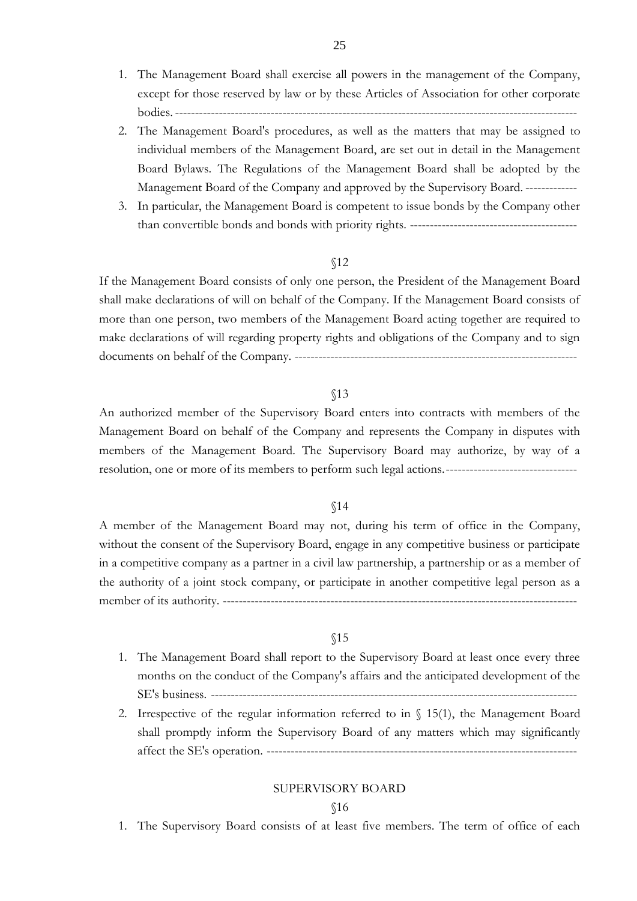1. The Management Board shall exercise all powers in the management of the Company, except for those reserved by law or by these Articles of Association for other corporate bodies. ---------------------------------------------------------------------------------------------------
2. The Management Board's procedures, as well as the matters that may be assigned to individual members of the Management Board, are set out in detail in the Management Board Bylaws. The Regulations of the Management Board shall be adopted by the Management Board of the Company and approved by the Supervisory Board. ------------
3. In particular, the Management Board is competent to issue bonds by the Company other than convertible bonds and bonds with priority rights. -----------------------------------------

§12

If the Management Board consists of only one person, the President of the Management Board shall make declarations of will on behalf of the Company. If the Management Board consists of more than one person, two members of the Management Board acting together are required to make declarations of will regarding property rights and obligations of the Company and to sign documents on behalf of the Company. ---------------------------------------------------------------------

§13

An authorized member of the Supervisory Board enters into contracts with members of the Management Board on behalf of the Company and represents the Company in disputes with members of the Management Board. The Supervisory Board may authorize, by way of a resolution, one or more of its members to perform such legal actions.--------------------------------

§14

A member of the Management Board may not, during his term of office in the Company, without the consent of the Supervisory Board, engage in any competitive business or participate in a competitive company as a partner in a civil law partnership, a partnership or as a member of the authority of a joint stock company, or participate in another competitive legal person as a member of its authority. ---------------------------------------------------------------------------------------

§15

1. The Management Board shall report to the Supervisory Board at least once every three months on the conduct of the Company's affairs and the anticipated development of the SE's business. ------------------------------------------------------------------------------------------
2. Irrespective of the regular information referred to in § 15(1), the Management Board shall promptly inform the Supervisory Board of any matters which may significantly affect the SE's operation. ----------------------------------------------------------------------------

SUPERVISORY BOARD

§16

1. The Supervisory Board consists of at least five members. The term of office of each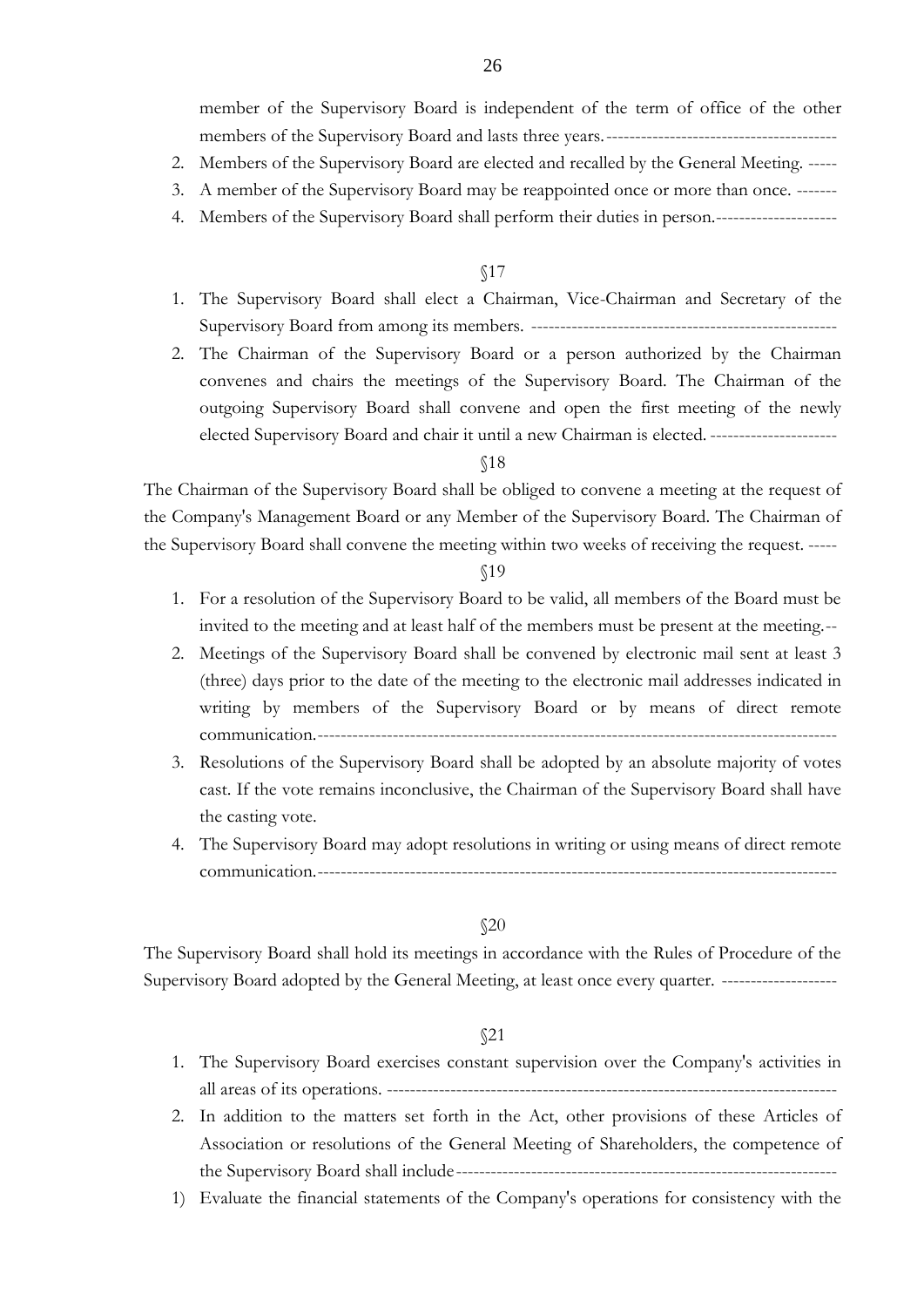member of the Supervisory Board is independent of the term of office of the other members of the Supervisory Board and lasts three years.----------------------------------------

2. Members of the Supervisory Board are elected and recalled by the General Meeting. -----
3. A member of the Supervisory Board may be reappointed once or more than once. -------
4. Members of the Supervisory Board shall perform their duties in person.---------------------

§17

1. The Supervisory Board shall elect a Chairman, Vice-Chairman and Secretary of the Supervisory Board from among its members. ----------------------------------------------------
2. The Chairman of the Supervisory Board or a person authorized by the Chairman convenes and chairs the meetings of the Supervisory Board. The Chairman of the outgoing Supervisory Board shall convene and open the first meeting of the newly elected Supervisory Board and chair it until a new Chairman is elected. ---------------------

§18

The Chairman of the Supervisory Board shall be obliged to convene a meeting at the request of the Company's Management Board or any Member of the Supervisory Board. The Chairman of the Supervisory Board shall convene the meeting within two weeks of receiving the request. -----

§19

1. For a resolution of the Supervisory Board to be valid, all members of the Board must be invited to the meeting and at least half of the members must be present at the meeting.--
2. Meetings of the Supervisory Board shall be convened by electronic mail sent at least 3 (three) days prior to the date of the meeting to the electronic mail addresses indicated in writing by members of the Supervisory Board or by means of direct remote communication.-----------------------------------------------------------------------------------------
3. Resolutions of the Supervisory Board shall be adopted by an absolute majority of votes cast. If the vote remains inconclusive, the Chairman of the Supervisory Board shall have the casting vote.
4. The Supervisory Board may adopt resolutions in writing or using means of direct remote communication.-----------------------------------------------------------------------------------------

§20

The Supervisory Board shall hold its meetings in accordance with the Rules of Procedure of the Supervisory Board adopted by the General Meeting, at least once every quarter. -------------------

§21

1. The Supervisory Board exercises constant supervision over the Company's activities in all areas of its operations. ----------------------------------------------------------------------------
2. In addition to the matters set forth in the Act, other provisions of these Articles of Association or resolutions of the General Meeting of Shareholders, the competence of the Supervisory Board shall include------------------------------------------------------------------

1) Evaluate the financial statements of the Company's operations for consistency with the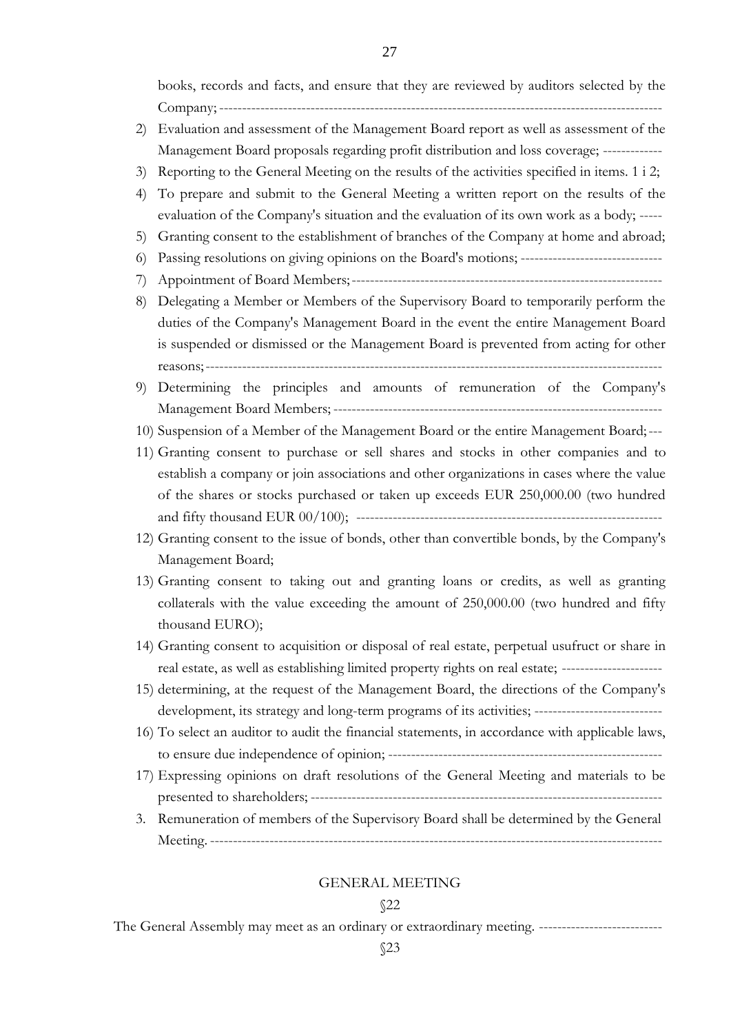books, records and facts, and ensure that they are reviewed by auditors selected by the Company; ------------------------------------------------------------------------------------------------

2) Evaluation and assessment of the Management Board report as well as assessment of the Management Board proposals regarding profit distribution and loss coverage; -------------
3) Reporting to the General Meeting on the results of the activities specified in items. 1 i 2;
4) To prepare and submit to the General Meeting a written report on the results of the evaluation of the Company's situation and the evaluation of its own work as a body; -----
5) Granting consent to the establishment of branches of the Company at home and abroad;
6) Passing resolutions on giving opinions on the Board's motions; ------------------------------
7) Appointment of Board Members; ------------------------------------------------------------------
8) Delegating a Member or Members of the Supervisory Board to temporarily perform the duties of the Company's Management Board in the event the entire Management Board is suspended or dismissed or the Management Board is prevented from acting for other reasons; ------------------------------------------------------------------------------------------------
9) Determining the principles and amounts of remuneration of the Company's Management Board Members; ----------------------------------------------------------------------
10) Suspension of a Member of the Management Board or the entire Management Board; ---
11) Granting consent to purchase or sell shares and stocks in other companies and to establish a company or join associations and other organizations in cases where the value of the shares or stocks purchased or taken up exceeds EUR 250,000.00 (two hundred and fifty thousand EUR 00/100); ------------------------------------------------------------------
12) Granting consent to the issue of bonds, other than convertible bonds, by the Company's Management Board;
13) Granting consent to taking out and granting loans or credits, as well as granting collaterals with the value exceeding the amount of 250,000.00 (two hundred and fifty thousand EURO);
14) Granting consent to acquisition or disposal of real estate, perpetual usufruct or share in real estate, as well as establishing limited property rights on real estate; ---------------------
15) determining, at the request of the Management Board, the directions of the Company's development, its strategy and long-term programs of its activities; ---------------------------
16) To select an auditor to audit the financial statements, in accordance with applicable laws, to ensure due independence of opinion; -----------------------------------------------------------
17) Expressing opinions on draft resolutions of the General Meeting and materials to be presented to shareholders; ---------------------------------------------------------------------------

3. Remuneration of members of the Supervisory Board shall be determined by the General Meeting. ------------------------------------------------------------------------------------------------

## GENERAL MEETING

§22

The General Assembly may meet as an ordinary or extraordinary meeting. --------------------------

§23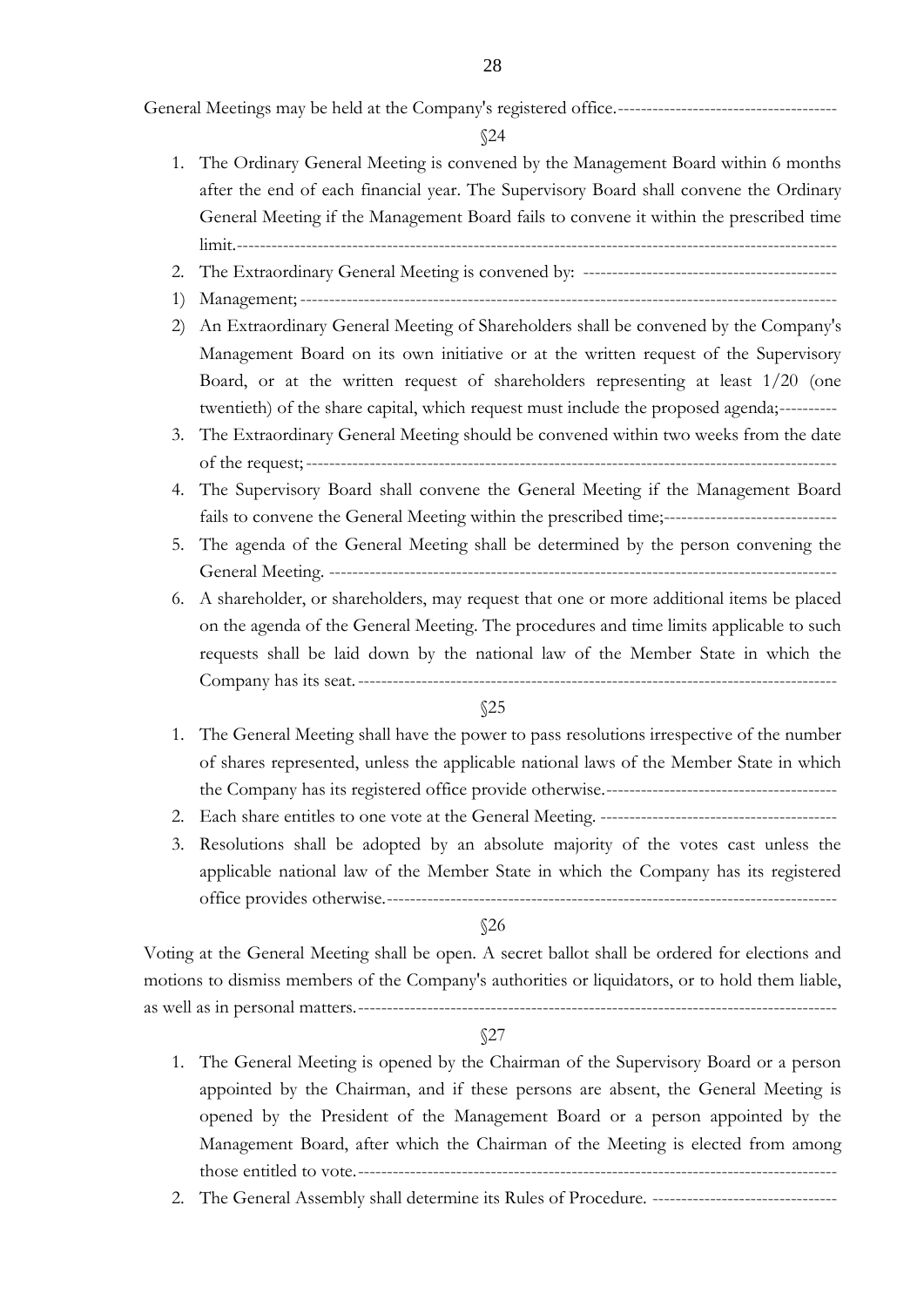General Meetings may be held at the Company's registered office.--------------------------------------

§24

1. The Ordinary General Meeting is convened by the Management Board within 6 months after the end of each financial year. The Supervisory Board shall convene the Ordinary General Meeting if the Management Board fails to convene it within the prescribed time limit.------------------------------------------------------------------------------------------------------
2. The Extraordinary General Meeting is convened by: --------------------------------------------
1) Management; ------------------------------------------------------------------------------------------
2) An Extraordinary General Meeting of Shareholders shall be convened by the Company's Management Board on its own initiative or at the written request of the Supervisory Board, or at the written request of shareholders representing at least 1/20 (one twentieth) of the share capital, which request must include the proposed agenda;----------
3. The Extraordinary General Meeting should be convened within two weeks from the date of the request; -----------------------------------------------------------------------------------------
4. The Supervisory Board shall convene the General Meeting if the Management Board fails to convene the General Meeting within the prescribed time;------------------------------
5. The agenda of the General Meeting shall be determined by the person convening the General Meeting. -------------------------------------------------------------------------------------
6. A shareholder, or shareholders, may request that one or more additional items be placed on the agenda of the General Meeting. The procedures and time limits applicable to such requests shall be laid down by the national law of the Member State in which the Company has its seat. ------------------------------------------------------------------------------------

§25

1. The General Meeting shall have the power to pass resolutions irrespective of the number of shares represented, unless the applicable national laws of the Member State in which the Company has its registered office provide otherwise.-----------------------------------------
2. Each share entitles to one vote at the General Meeting. ------------------------------------------
3. Resolutions shall be adopted by an absolute majority of the votes cast unless the applicable national law of the Member State in which the Company has its registered office provides otherwise.-------------------------------------------------------------------------------

§26

Voting at the General Meeting shall be open. A secret ballot shall be ordered for elections and motions to dismiss members of the Company's authorities or liquidators, or to hold them liable, as well as in personal matters.------------------------------------------------------------------------------------

§27

1. The General Meeting is opened by the Chairman of the Supervisory Board or a person appointed by the Chairman, and if these persons are absent, the General Meeting is opened by the President of the Management Board or a person appointed by the Management Board, after which the Chairman of the Meeting is elected from among those entitled to vote.------------------------------------------------------------------------------------
2. The General Assembly shall determine its Rules of Procedure. --------------------------------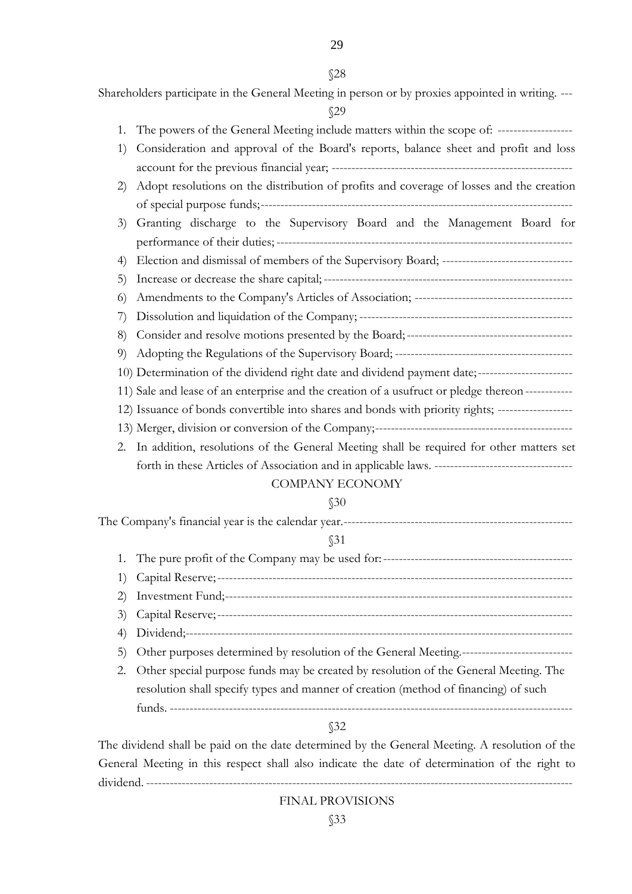§28

Shareholders participate in the General Meeting in person or by proxies appointed in writing. ---

§29

1. The powers of the General Meeting include matters within the scope of: -------------------
1) Consideration and approval of the Board's reports, balance sheet and profit and loss account for the previous financial year; ------------------------------------------------------------
2) Adopt resolutions on the distribution of profits and coverage of losses and the creation of special purpose funds;------------------------------------------------------------------------------
3) Granting discharge to the Supervisory Board and the Management Board for performance of their duties; --------------------------------------------------------------------------
4) Election and dismissal of members of the Supervisory Board; ---------------------------------
5) Increase or decrease the share capital; --------------------------------------------------------------
6) Amendments to the Company's Articles of Association; ----------------------------------------
7) Dissolution and liquidation of the Company; ------------------------------------------------------
8) Consider and resolve motions presented by the Board; ------------------------------------------
9) Adopting the Regulations of the Supervisory Board; ---------------------------------------------
10) Determination of the dividend right date and dividend payment date; ------------------------
11) Sale and lease of an enterprise and the creation of a usufruct or pledge thereon ------------
12) Issuance of bonds convertible into shares and bonds with priority rights; -------------------
13) Merger, division or conversion of the Company;--------------------------------------------------
2. In addition, resolutions of the General Meeting shall be required for other matters set forth in these Articles of Association and in applicable laws. ----------------------------------

COMPANY ECONOMY

§30

The Company's financial year is the calendar year.----------------------------------------------------------

§31

1. The pure profit of the Company may be used for: ------------------------------------------------
1) Capital Reserve;-------------------------------------------------------------------------------------------
2) Investment Fund;-----------------------------------------------------------------------------------------
3) Capital Reserve;-------------------------------------------------------------------------------------------
4) Dividend;---------------------------------------------------------------------------------------------------
5) Other purposes determined by resolution of the General Meeting.----------------------------
2. Other special purpose funds may be created by resolution of the General Meeting. The resolution shall specify types and manner of creation (method of financing) of such funds. ------------------------------------------------------------------------------------------------------

§32

The dividend shall be paid on the date determined by the General Meeting. A resolution of the General Meeting in this respect shall also indicate the date of determination of the right to dividend. -------------------------------------------------------------------------------------------------------

FINAL PROVISIONS

§33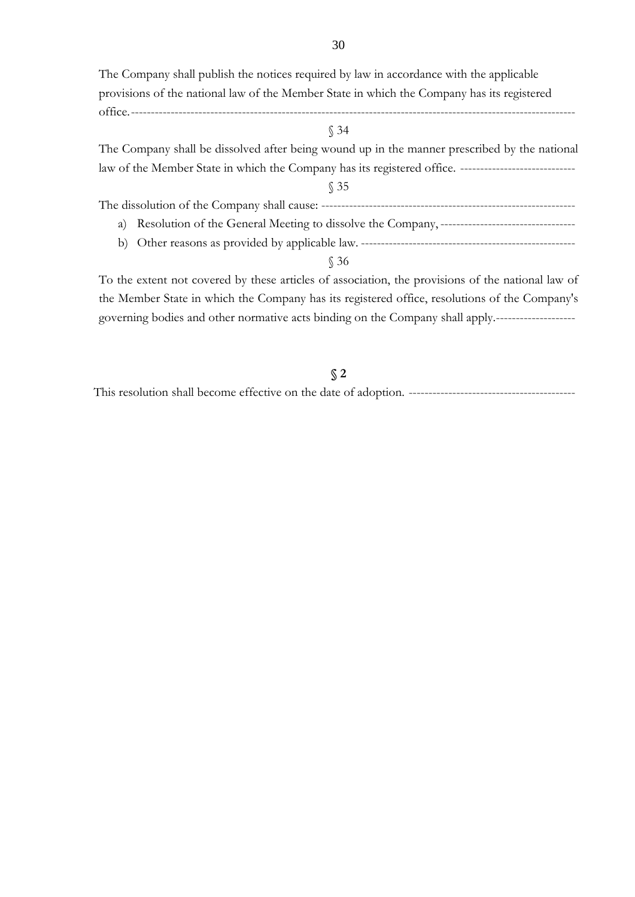The Company shall publish the notices required by law in accordance with the applicable provisions of the national law of the Member State in which the Company has its registered office.------------------------------------------------------------------------------------------------------------

§ 34

The Company shall be dissolved after being wound up in the manner prescribed by the national law of the Member State in which the Company has its registered office. -----------------------------

§ 35

The dissolution of the Company shall cause: ----------------------------------------------------------------

a) Resolution of the General Meeting to dissolve the Company, ---------------------------------

b) Other reasons as provided by applicable law. -----------------------------------------------------

§ 36

To the extent not covered by these articles of association, the provisions of the national law of the Member State in which the Company has its registered office, resolutions of the Company's governing bodies and other normative acts binding on the Company shall apply.--------------------

**§ 2**

This resolution shall become effective on the date of adoption. -----------------------------------------